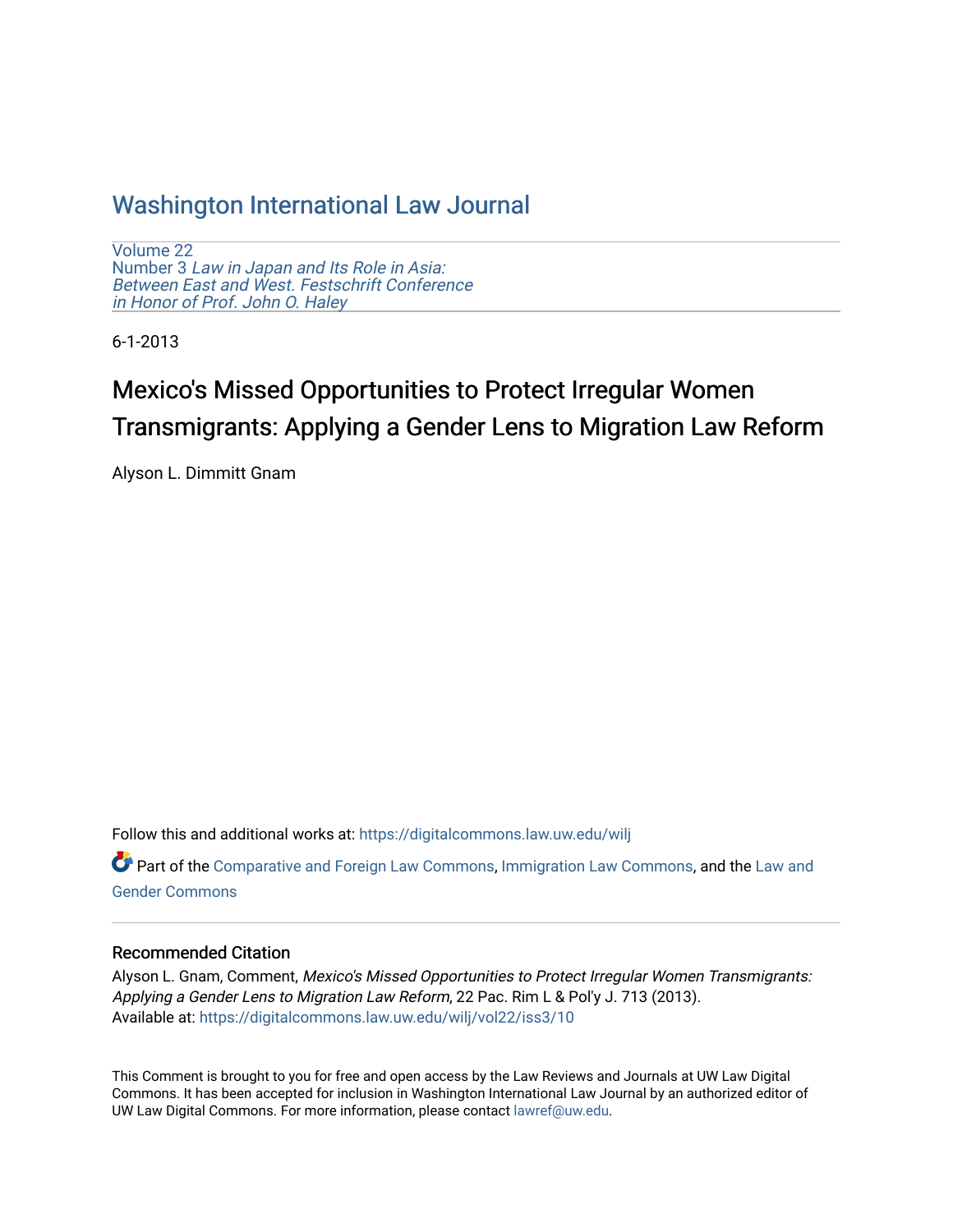# Washington International Law Journal

Volume 22
Number 3 *Law in Japan and Its Role in Asia: Between East and West. Festschrift Conference in Honor of Prof. John O. Haley*

6-1-2013

## Mexico's Missed Opportunities to Protect Irregular Women Transmigrants: Applying a Gender Lens to Migration Law Reform

Alyson L. Dimmitt Gnam

Follow this and additional works at: https://digitalcommons.law.uw.edu/wilj

Part of the Comparative and Foreign Law Commons, Immigration Law Commons, and the Law and Gender Commons

### Recommended Citation

Alyson L. Gnam, Comment, *Mexico's Missed Opportunities to Protect Irregular Women Transmigrants: Applying a Gender Lens to Migration Law Reform*, 22 Pac. Rim L & Pol'y J. 713 (2013).
Available at: https://digitalcommons.law.uw.edu/wilj/vol22/iss3/10

This Comment is brought to you for free and open access by the Law Reviews and Journals at UW Law Digital Commons. It has been accepted for inclusion in Washington International Law Journal by an authorized editor of UW Law Digital Commons. For more information, please contact lawref@uw.edu.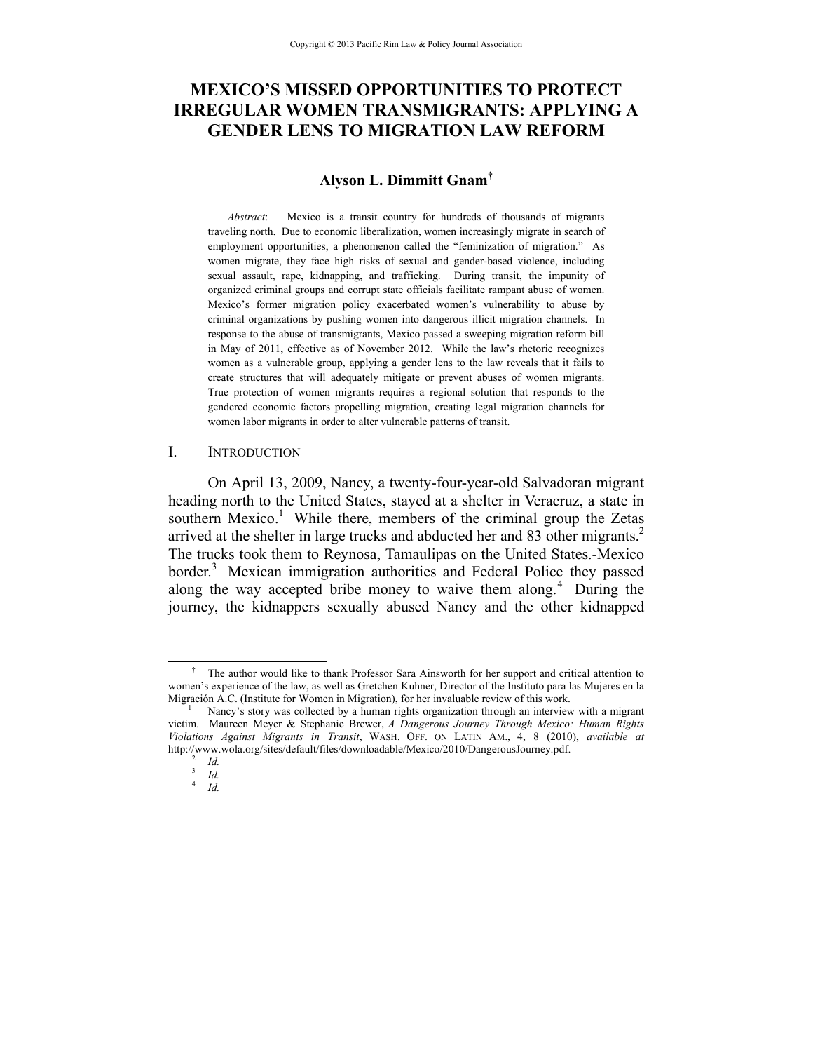# MEXICO'S MISSED OPPORTUNITIES TO PROTECT IRREGULAR WOMEN TRANSMIGRANTS: APPLYING A GENDER LENS TO MIGRATION LAW REFORM

**Alyson L. Dimmitt Gnam**[†]

*Abstract*: Mexico is a transit country for hundreds of thousands of migrants traveling north. Due to economic liberalization, women increasingly migrate in search of employment opportunities, a phenomenon called the "feminization of migration." As women migrate, they face high risks of sexual and gender-based violence, including sexual assault, rape, kidnapping, and trafficking. During transit, the impunity of organized criminal groups and corrupt state officials facilitate rampant abuse of women. Mexico's former migration policy exacerbated women's vulnerability to abuse by criminal organizations by pushing women into dangerous illicit migration channels. In response to the abuse of transmigrants, Mexico passed a sweeping migration reform bill in May of 2011, effective as of November 2012. While the law's rhetoric recognizes women as a vulnerable group, applying a gender lens to the law reveals that it fails to create structures that will adequately mitigate or prevent abuses of women migrants. True protection of women migrants requires a regional solution that responds to the gendered economic factors propelling migration, creating legal migration channels for women labor migrants in order to alter vulnerable patterns of transit.

## I. INTRODUCTION

On April 13, 2009, Nancy, a twenty-four-year-old Salvadoran migrant heading north to the United States, stayed at a shelter in Veracruz, a state in southern Mexico.[1] While there, members of the criminal group the Zetas arrived at the shelter in large trucks and abducted her and 83 other migrants.[2] The trucks took them to Reynosa, Tamaulipas on the United States.-Mexico border.[3] Mexican immigration authorities and Federal Police they passed along the way accepted bribe money to waive them along.[4] During the journey, the kidnappers sexually abused Nancy and the other kidnapped

---

[†] The author would like to thank Professor Sara Ainsworth for her support and critical attention to women's experience of the law, as well as Gretchen Kuhner, Director of the Instituto para las Mujeres en la Migración A.C. (Institute for Women in Migration), for her invaluable review of this work.

[1] Nancy's story was collected by a human rights organization through an interview with a migrant victim. Maureen Meyer & Stephanie Brewer, *A Dangerous Journey Through Mexico: Human Rights Violations Against Migrants in Transit*, WASH. OFF. ON LATIN AM., 4, 8 (2010), *available at* http://www.wola.org/sites/default/files/downloadable/Mexico/2010/DangerousJourney.pdf.

[2] *Id.*

[3] *Id.*

[4] *Id.*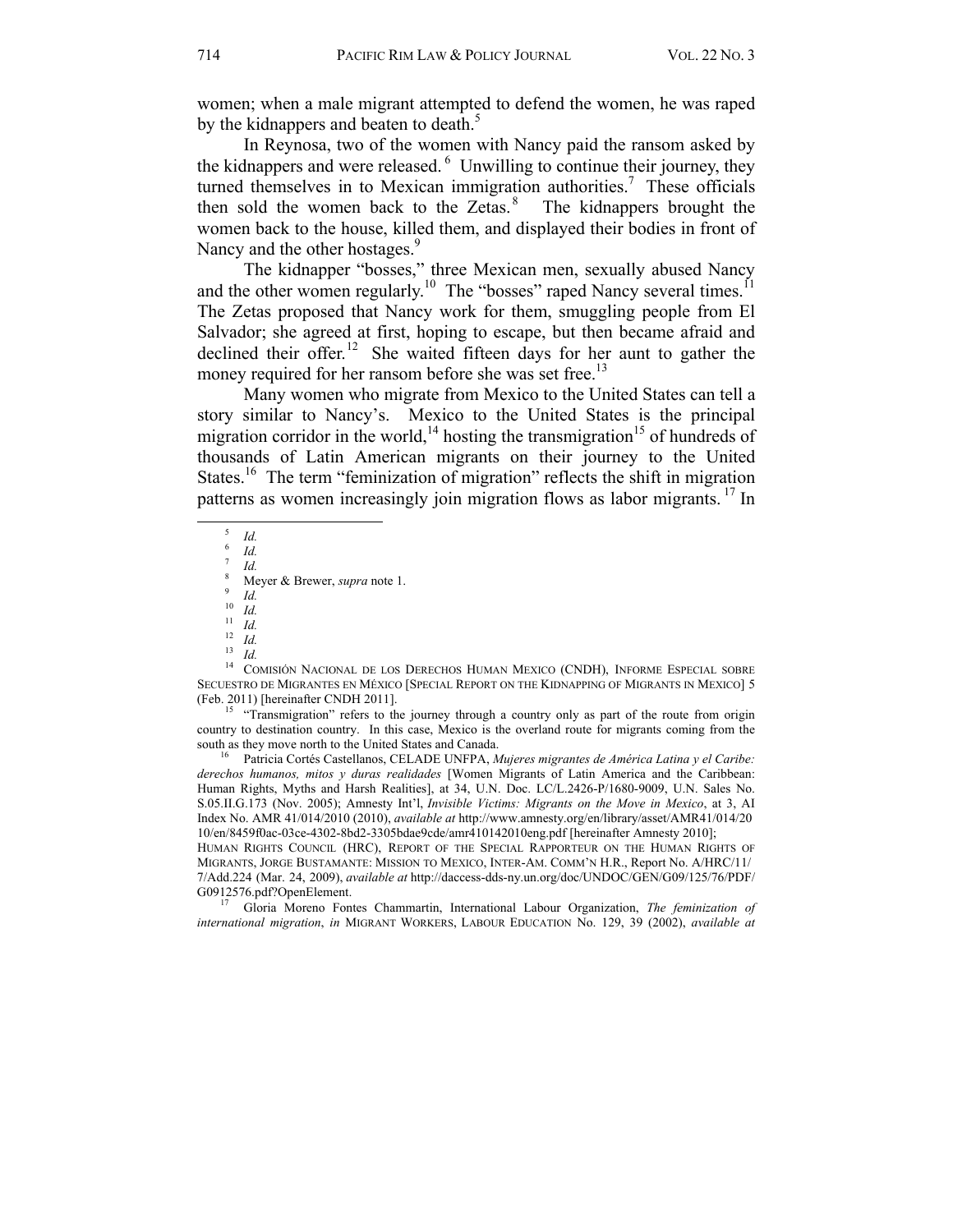women; when a male migrant attempted to defend the women, he was raped by the kidnappers and beaten to death.[5]

In Reynosa, two of the women with Nancy paid the ransom asked by the kidnappers and were released.[6] Unwilling to continue their journey, they turned themselves in to Mexican immigration authorities.[7] These officials then sold the women back to the Zetas.[8] The kidnappers brought the women back to the house, killed them, and displayed their bodies in front of Nancy and the other hostages.[9]

The kidnapper "bosses," three Mexican men, sexually abused Nancy and the other women regularly.[10] The "bosses" raped Nancy several times.[11] The Zetas proposed that Nancy work for them, smuggling people from El Salvador; she agreed at first, hoping to escape, but then became afraid and declined their offer.[12] She waited fifteen days for her aunt to gather the money required for her ransom before she was set free.[13]

Many women who migrate from Mexico to the United States can tell a story similar to Nancy's. Mexico to the United States is the principal migration corridor in the world,[14] hosting the transmigration[15] of hundreds of thousands of Latin American migrants on their journey to the United States.[16] The term "feminization of migration" reflects the shift in migration patterns as women increasingly join migration flows as labor migrants.[17] In

---

[5] *Id.*

[6] *Id.*

[7] *Id.*

[8] Meyer & Brewer, *supra* note 1.

[9] *Id.*

[10] *Id.*

[11] *Id.*

[12] *Id.*

[13] *Id.*

[14] COMISIÓN NACIONAL DE LOS DERECHOS HUMAN MEXICO (CNDH), INFORME ESPECIAL SOBRE SECUESTRO DE MIGRANTES EN MÉXICO [SPECIAL REPORT ON THE KIDNAPPING OF MIGRANTS IN MEXICO] 5 (Feb. 2011) [hereinafter CNDH 2011].

[15] "Transmigration" refers to the journey through a country only as part of the route from origin country to destination country. In this case, Mexico is the overland route for migrants coming from the south as they move north to the United States and Canada.

[16] Patricia Cortés Castellanos, CELADE UNFPA, *Mujeres migrantes de América Latina y el Caribe: derechos humanos, mitos y duras realidades* [Women Migrants of Latin America and the Caribbean: Human Rights, Myths and Harsh Realities], at 34, U.N. Doc. LC/L.2426-P/1680-9009, U.N. Sales No. S.05.II.G.173 (Nov. 2005); Amnesty Int'l, *Invisible Victims: Migrants on the Move in Mexico*, at 3, AI Index No. AMR 41/014/2010 (2010), *available at* http://www.amnesty.org/en/library/asset/AMR41/014/2010/en/8459f0ac-03ce-4302-8bd2-3305bdae9cde/amr410142010eng.pdf [hereinafter Amnesty 2010]; HUMAN RIGHTS COUNCIL (HRC), REPORT OF THE SPECIAL RAPPORTEUR ON THE HUMAN RIGHTS OF MIGRANTS, JORGE BUSTAMANTE: MISSION TO MEXICO, INTER-AM. COMM'N H.R., Report No. A/HRC/11/7/Add.224 (Mar. 24, 2009), *available at* http://daccess-dds-ny.un.org/doc/UNDOC/GEN/G09/125/76/PDF/G0912576.pdf?OpenElement.

[17] Gloria Moreno Fontes Chammartin, International Labour Organization, *The feminization of international migration*, *in* MIGRANT WORKERS, LABOUR EDUCATION No. 129, 39 (2002), *available at*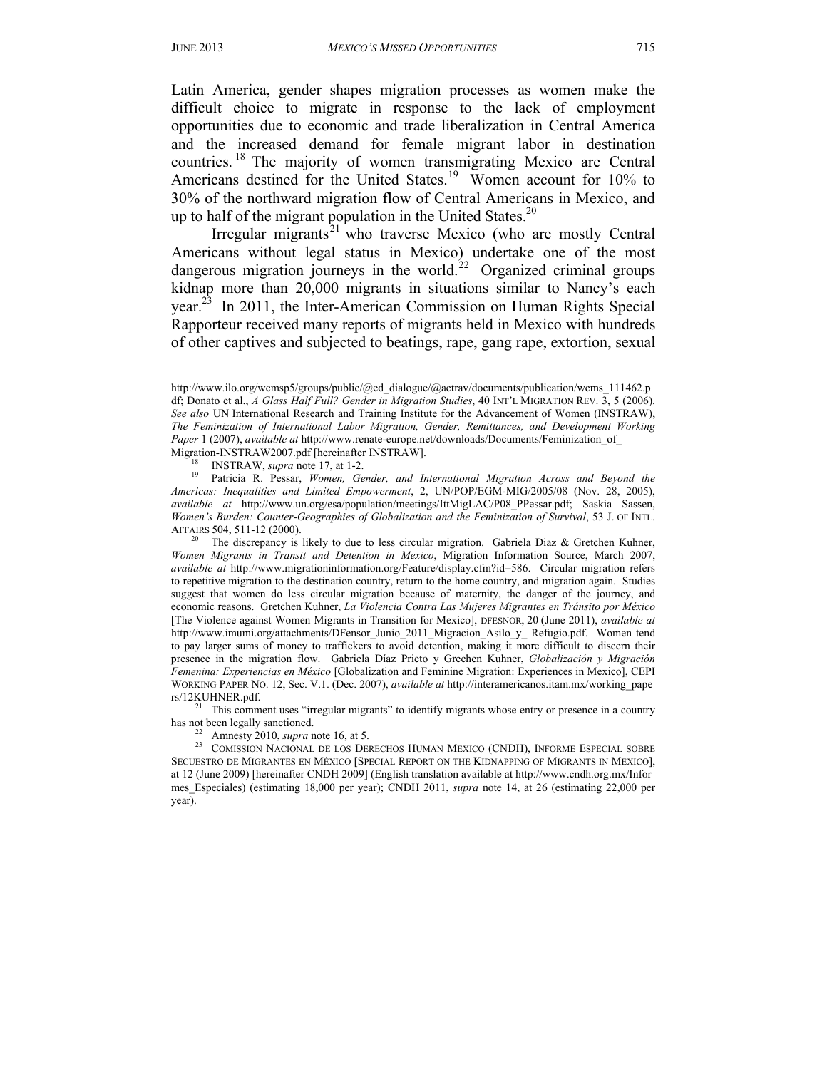Latin America, gender shapes migration processes as women make the difficult choice to migrate in response to the lack of employment opportunities due to economic and trade liberalization in Central America and the increased demand for female migrant labor in destination countries.[18] The majority of women transmigrating Mexico are Central Americans destined for the United States.[19] Women account for 10% to 30% of the northward migration flow of Central Americans in Mexico, and up to half of the migrant population in the United States.[20]

Irregular migrants[21] who traverse Mexico (who are mostly Central Americans without legal status in Mexico) undertake one of the most dangerous migration journeys in the world.[22] Organized criminal groups kidnap more than 20,000 migrants in situations similar to Nancy's each year.[23] In 2011, the Inter-American Commission on Human Rights Special Rapporteur received many reports of migrants held in Mexico with hundreds of other captives and subjected to beatings, rape, gang rape, extortion, sexual

---

http://www.ilo.org/wcmsp5/groups/public/@ed_dialogue/@actrav/documents/publication/wcms_111462.pdf; Donato et al., *A Glass Half Full? Gender in Migration Studies*, 40 INT'L MIGRATION REV. 3, 5 (2006). *See also* UN International Research and Training Institute for the Advancement of Women (INSTRAW), *The Feminization of International Labor Migration, Gender, Remittances, and Development Working Paper* 1 (2007), *available at* http://www.renate-europe.net/downloads/Documents/Feminization_of_Migration-INSTRAW2007.pdf [hereinafter INSTRAW].

[18] INSTRAW, *supra* note 17, at 1-2.

[19] Patricia R. Pessar, *Women, Gender, and International Migration Across and Beyond the Americas: Inequalities and Limited Empowerment*, 2, UN/POP/EGM-MIG/2005/08 (Nov. 28, 2005), *available at* http://www.un.org/esa/population/meetings/IttMigLAC/P08_PPessar.pdf; Saskia Sassen, *Women's Burden: Counter-Geographies of Globalization and the Feminization of Survival*, 53 J. OF INTL. AFFAIRS 504, 511-12 (2000).

[20] The discrepancy is likely to due to less circular migration. Gabriela Diaz & Gretchen Kuhner, *Women Migrants in Transit and Detention in Mexico*, Migration Information Source, March 2007, *available at* http://www.migrationinformation.org/Feature/display.cfm?id=586. Circular migration refers to repetitive migration to the destination country, return to the home country, and migration again. Studies suggest that women do less circular migration because of maternity, the danger of the journey, and economic reasons. Gretchen Kuhner, *La Violencia Contra Las Mujeres Migrantes en Tránsito por México* [The Violence against Women Migrants in Transition for Mexico], DFESNOR, 20 (June 2011), *available at* http://www.imumi.org/attachments/DFensor_Junio_2011_Migracion_Asilo_y_ Refugio.pdf. Women tend to pay larger sums of money to traffickers to avoid detention, making it more difficult to discern their presence in the migration flow. Gabriela Díaz Prieto y Grechen Kuhner, *Globalización y Migración Femenina: Experiencias en México* [Globalization and Feminine Migration: Experiences in Mexico], CEPI WORKING PAPER NO. 12, Sec. V.1. (Dec. 2007), *available at* http://interamericanos.itam.mx/working_papers/12KUHNER.pdf.

[21] This comment uses "irregular migrants" to identify migrants whose entry or presence in a country has not been legally sanctioned.

[22] Amnesty 2010, *supra* note 16, at 5.

[23] COMISSION NACIONAL DE LOS DERECHOS HUMAN MEXICO (CNDH), INFORME ESPECIAL SOBRE SECUESTRO DE MIGRANTES EN MÉXICO [SPECIAL REPORT ON THE KIDNAPPING OF MIGRANTS IN MEXICO], at 12 (June 2009) [hereinafter CNDH 2009] (English translation available at http://www.cndh.org.mx/Informes_Especiales) (estimating 18,000 per year); CNDH 2011, *supra* note 14, at 26 (estimating 22,000 per year).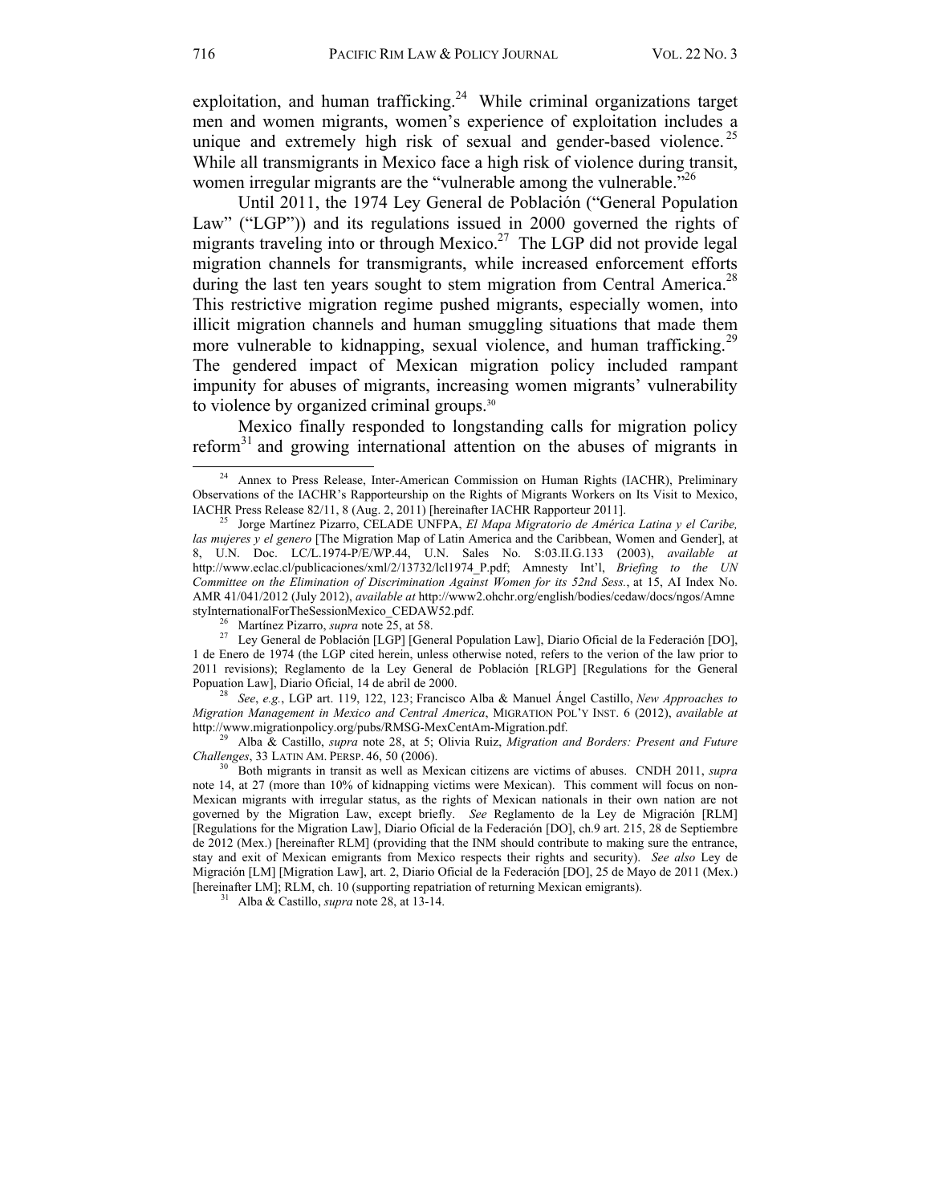exploitation, and human trafficking.[24] While criminal organizations target men and women migrants, women's experience of exploitation includes a unique and extremely high risk of sexual and gender-based violence.[25] While all transmigrants in Mexico face a high risk of violence during transit, women irregular migrants are the "vulnerable among the vulnerable."[26]

Until 2011, the 1974 Ley General de Población ("General Population Law" ("LGP")) and its regulations issued in 2000 governed the rights of migrants traveling into or through Mexico.[27] The LGP did not provide legal migration channels for transmigrants, while increased enforcement efforts during the last ten years sought to stem migration from Central America.[28] This restrictive migration regime pushed migrants, especially women, into illicit migration channels and human smuggling situations that made them more vulnerable to kidnapping, sexual violence, and human trafficking.[29] The gendered impact of Mexican migration policy included rampant impunity for abuses of migrants, increasing women migrants' vulnerability to violence by organized criminal groups.[30]

Mexico finally responded to longstanding calls for migration policy reform[31] and growing international attention on the abuses of migrants in

---

[24] Annex to Press Release, Inter-American Commission on Human Rights (IACHR), Preliminary Observations of the IACHR's Rapporteurship on the Rights of Migrants Workers on Its Visit to Mexico, IACHR Press Release 82/11, 8 (Aug. 2, 2011) [hereinafter IACHR Rapporteur 2011].

[25] Jorge Martínez Pizarro, CELADE UNFPA, *El Mapa Migratorio de América Latina y el Caribe, las mujeres y el genero* [The Migration Map of Latin America and the Caribbean, Women and Gender], at 8, U.N. Doc. LC/L.1974-P/E/WP.44, U.N. Sales No. S:03.II.G.133 (2003), *available at* http://www.eclac.cl/publicaciones/xml/2/13732/lcl1974_P.pdf; Amnesty Int'l, *Briefing to the UN Committee on the Elimination of Discrimination Against Women for its 52nd Sess.*, at 15, AI Index No. AMR 41/041/2012 (July 2012), *available at* http://www2.ohchr.org/english/bodies/cedaw/docs/ngos/AmnestyInternationalForTheSessionMexico_CEDAW52.pdf.

[26] Martínez Pizarro, *supra* note 25, at 58.

[27] Ley General de Población [LGP] [General Population Law], Diario Oficial de la Federación [DO], 1 de Enero de 1974 (the LGP cited herein, unless otherwise noted, refers to the verion of the law prior to 2011 revisions); Reglamento de la Ley General de Población [RLGP] [Regulations for the General Popuation Law], Diario Oficial, 14 de abril de 2000.

[28] *See*, *e.g.*, LGP art. 119, 122, 123; Francisco Alba & Manuel Ángel Castillo, *New Approaches to Migration Management in Mexico and Central America*, MIGRATION POL'Y INST. 6 (2012), *available at* http://www.migrationpolicy.org/pubs/RMSG-MexCentAm-Migration.pdf.

[29] Alba & Castillo, *supra* note 28, at 5; Olivia Ruiz, *Migration and Borders: Present and Future Challenges*, 33 LATIN AM. PERSP. 46, 50 (2006).

[30] Both migrants in transit as well as Mexican citizens are victims of abuses. CNDH 2011, *supra* note 14, at 27 (more than 10% of kidnapping victims were Mexican). This comment will focus on non-Mexican migrants with irregular status, as the rights of Mexican nationals in their own nation are not governed by the Migration Law, except briefly. *See* Reglamento de la Ley de Migración [RLM] [Regulations for the Migration Law], Diario Oficial de la Federación [DO], ch.9 art. 215, 28 de Septiembre de 2012 (Mex.) [hereinafter RLM] (providing that the INM should contribute to making sure the entrance, stay and exit of Mexican emigrants from Mexico respects their rights and security). *See also* Ley de Migración [LM] [Migration Law], art. 2, Diario Oficial de la Federación [DO], 25 de Mayo de 2011 (Mex.) [hereinafter LM]; RLM, ch. 10 (supporting repatriation of returning Mexican emigrants).

[31] Alba & Castillo, *supra* note 28, at 13-14.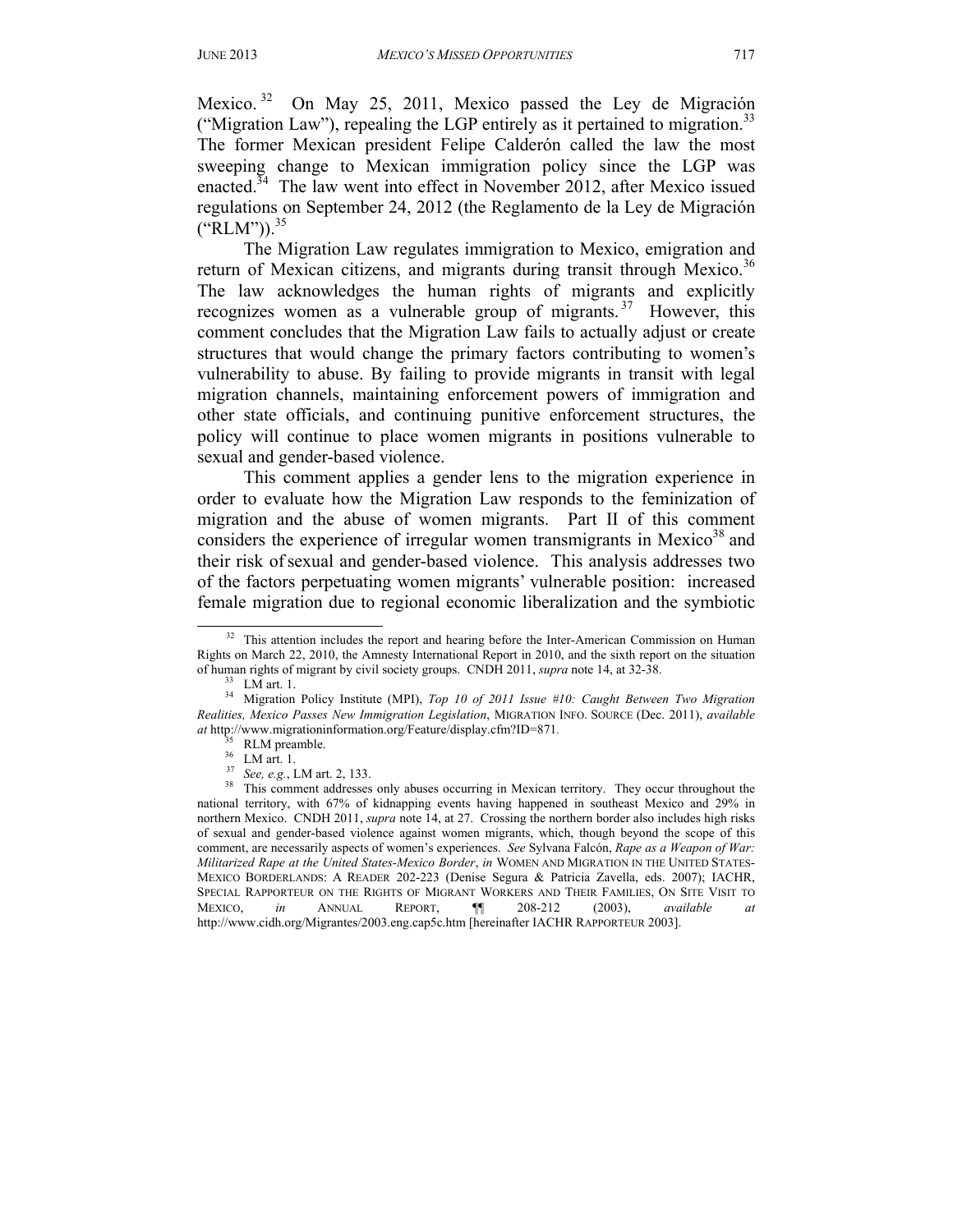Mexico.[32] On May 25, 2011, Mexico passed the Ley de Migración ("Migration Law"), repealing the LGP entirely as it pertained to migration.[33] The former Mexican president Felipe Calderón called the law the most sweeping change to Mexican immigration policy since the LGP was enacted.[34] The law went into effect in November 2012, after Mexico issued regulations on September 24, 2012 (the Reglamento de la Ley de Migración ("RLM")).[35]

The Migration Law regulates immigration to Mexico, emigration and return of Mexican citizens, and migrants during transit through Mexico.[36] The law acknowledges the human rights of migrants and explicitly recognizes women as a vulnerable group of migrants.[37] However, this comment concludes that the Migration Law fails to actually adjust or create structures that would change the primary factors contributing to women's vulnerability to abuse. By failing to provide migrants in transit with legal migration channels, maintaining enforcement powers of immigration and other state officials, and continuing punitive enforcement structures, the policy will continue to place women migrants in positions vulnerable to sexual and gender-based violence.

This comment applies a gender lens to the migration experience in order to evaluate how the Migration Law responds to the feminization of migration and the abuse of women migrants. Part II of this comment considers the experience of irregular women transmigrants in Mexico[38] and their risk of sexual and gender-based violence. This analysis addresses two of the factors perpetuating women migrants' vulnerable position: increased female migration due to regional economic liberalization and the symbiotic

---

[32] This attention includes the report and hearing before the Inter-American Commission on Human Rights on March 22, 2010, the Amnesty International Report in 2010, and the sixth report on the situation of human rights of migrant by civil society groups. CNDH 2011, *supra* note 14, at 32-38.

[33] LM art. 1.

[34] Migration Policy Institute (MPI), *Top 10 of 2011 Issue #10: Caught Between Two Migration Realities, Mexico Passes New Immigration Legislation*, MIGRATION INFO. SOURCE (Dec. 2011), *available at* http://www.migrationinformation.org/Feature/display.cfm?ID=871.

[35] RLM preamble.

[36] LM art. 1.

[37] *See, e.g.*, LM art. 2, 133.

[38] This comment addresses only abuses occurring in Mexican territory. They occur throughout the national territory, with 67% of kidnapping events having happened in southeast Mexico and 29% in northern Mexico. CNDH 2011, *supra* note 14, at 27. Crossing the northern border also includes high risks of sexual and gender-based violence against women migrants, which, though beyond the scope of this comment, are necessarily aspects of women's experiences. *See* Sylvana Falcón, *Rape as a Weapon of War: Militarized Rape at the United States-Mexico Border*, *in* WOMEN AND MIGRATION IN THE UNITED STATES-MEXICO BORDERLANDS: A READER 202-223 (Denise Segura & Patricia Zavella, eds. 2007); IACHR, SPECIAL RAPPORTEUR ON THE RIGHTS OF MIGRANT WORKERS AND THEIR FAMILIES, ON SITE VISIT TO MEXICO, *in* ANNUAL REPORT, ¶¶ 208-212 (2003), *available at* http://www.cidh.org/Migrantes/2003.eng.cap5c.htm [hereinafter IACHR RAPPORTEUR 2003].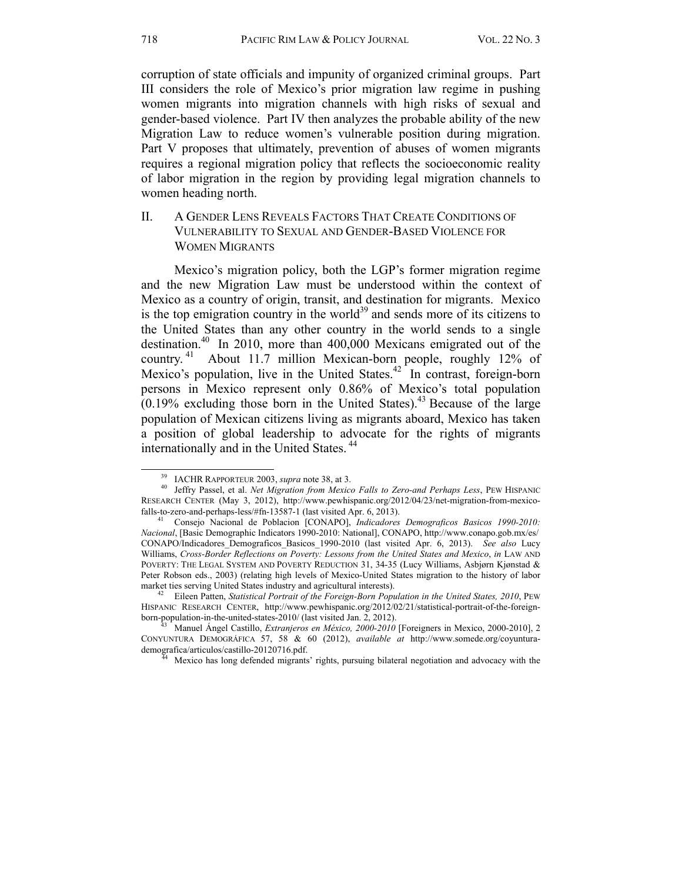corruption of state officials and impunity of organized criminal groups. Part III considers the role of Mexico's prior migration law regime in pushing women migrants into migration channels with high risks of sexual and gender-based violence. Part IV then analyzes the probable ability of the new Migration Law to reduce women's vulnerable position during migration. Part V proposes that ultimately, prevention of abuses of women migrants requires a regional migration policy that reflects the socioeconomic reality of labor migration in the region by providing legal migration channels to women heading north.

## II. A Gender Lens Reveals Factors That Create Conditions of Vulnerability to Sexual and Gender-Based Violence for Women Migrants

Mexico's migration policy, both the LGP's former migration regime and the new Migration Law must be understood within the context of Mexico as a country of origin, transit, and destination for migrants. Mexico is the top emigration country in the world[39] and sends more of its citizens to the United States than any other country in the world sends to a single destination.[40] In 2010, more than 400,000 Mexicans emigrated out of the country.[41] About 11.7 million Mexican-born people, roughly 12% of Mexico's population, live in the United States.[42] In contrast, foreign-born persons in Mexico represent only 0.86% of Mexico's total population (0.19% excluding those born in the United States).[43] Because of the large population of Mexican citizens living as migrants aboard, Mexico has taken a position of global leadership to advocate for the rights of migrants internationally and in the United States.[44]

---

[39] IACHR Rapporteur 2003, *supra* note 38, at 3.

[40] Jeffry Passel, et al. *Net Migration from Mexico Falls to Zero-and Perhaps Less*, Pew Hispanic Research Center (May 3, 2012), http://www.pewhispanic.org/2012/04/23/net-migration-from-mexico-falls-to-zero-and-perhaps-less/#fn-13587-1 (last visited Apr. 6, 2013).

[41] Consejo Nacional de Poblacion [CONAPO], *Indicadores Demograficos Basicos 1990-2010: Nacional*, [Basic Demographic Indicators 1990-2010: National], CONAPO, http://www.conapo.gob.mx/es/CONAPO/Indicadores_Demograficos_Basicos_1990-2010 (last visited Apr. 6, 2013). *See also* Lucy Williams, *Cross-Border Reflections on Poverty: Lessons from the United States and Mexico*, *in* Law and Poverty: The Legal System and Poverty Reduction 31, 34-35 (Lucy Williams, Asbjørn Kjønstad & Peter Robson eds., 2003) (relating high levels of Mexico-United States migration to the history of labor market ties serving United States industry and agricultural interests).

[42] Eileen Patten, *Statistical Portrait of the Foreign-Born Population in the United States, 2010*, Pew Hispanic Research Center, http://www.pewhispanic.org/2012/02/21/statistical-portrait-of-the-foreign-born-population-in-the-united-states-2010/ (last visited Jan. 2, 2012).

[43] Manuel Ángel Castillo, *Extranjeros en México, 2000-2010* [Foreigners in Mexico, 2000-2010], 2 Coyuntura Demográfica 57, 58 & 60 (2012), *available at* http://www.somede.org/coyuntura-demografica/articulos/castillo-20120716.pdf.

[44] Mexico has long defended migrants' rights, pursuing bilateral negotiation and advocacy with the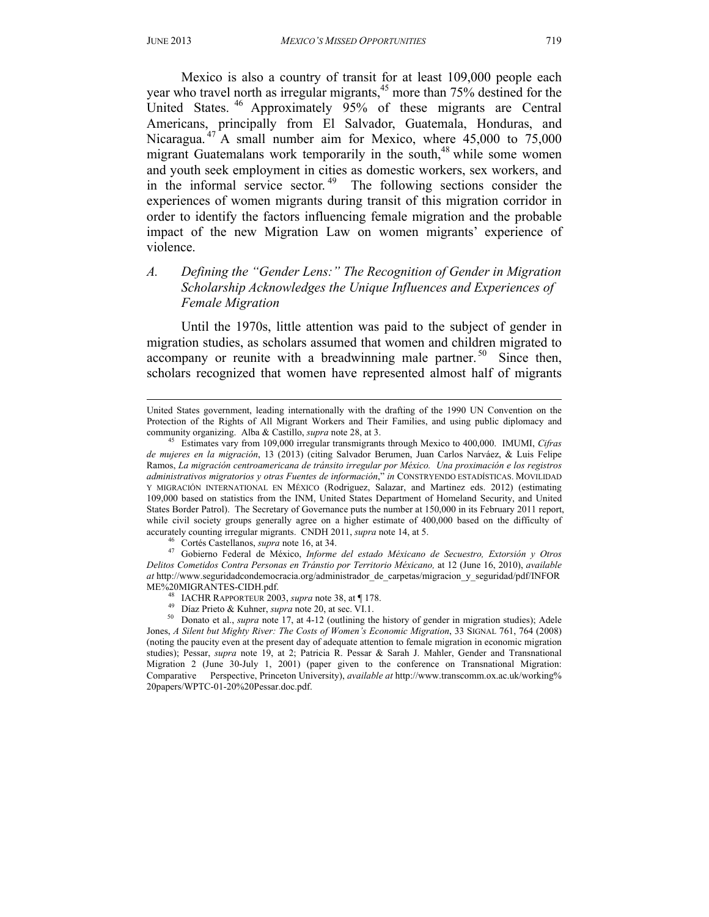Mexico is also a country of transit for at least 109,000 people each year who travel north as irregular migrants,[45] more than 75% destined for the United States.[46] Approximately 95% of these migrants are Central Americans, principally from El Salvador, Guatemala, Honduras, and Nicaragua.[47] A small number aim for Mexico, where 45,000 to 75,000 migrant Guatemalans work temporarily in the south,[48] while some women and youth seek employment in cities as domestic workers, sex workers, and in the informal service sector.[49] The following sections consider the experiences of women migrants during transit of this migration corridor in order to identify the factors influencing female migration and the probable impact of the new Migration Law on women migrants' experience of violence.

### *A. Defining the "Gender Lens:" The Recognition of Gender in Migration Scholarship Acknowledges the Unique Influences and Experiences of Female Migration*

Until the 1970s, little attention was paid to the subject of gender in migration studies, as scholars assumed that women and children migrated to accompany or reunite with a breadwinning male partner.[50] Since then, scholars recognized that women have represented almost half of migrants

---

United States government, leading internationally with the drafting of the 1990 UN Convention on the Protection of the Rights of All Migrant Workers and Their Families, and using public diplomacy and community organizing. Alba & Castillo, *supra* note 28, at 3.

[45] Estimates vary from 109,000 irregular transmigrants through Mexico to 400,000. IMUMI, *Cifras de mujeres en la migración*, 13 (2013) (citing Salvador Berumen, Juan Carlos Narváez, & Luis Felipe Ramos, *La migración centroamericana de tránsito irregular por México. Una proximación e los registros administrativos migratorios y otras Fuentes de información*," *in* CONSTRYENDO ESTADÍSTICAS. MOVILIDAD Y MIGRACIÓN INTERNATIONAL EN MÉXICO (Rodriguez, Salazar, and Martinez eds. 2012) (estimating 109,000 based on statistics from the INM, United States Department of Homeland Security, and United States Border Patrol). The Secretary of Governance puts the number at 150,000 in its February 2011 report, while civil society groups generally agree on a higher estimate of 400,000 based on the difficulty of accurately counting irregular migrants. CNDH 2011, *supra* note 14, at 5.

[46] Cortés Castellanos, *supra* note 16, at 34.

[47] Gobierno Federal de México, *Informe del estado Méxicano de Secuestro, Extorsión y Otros Delitos Cometidos Contra Personas en Tránstio por Territorio Méxicano,* at 12 (June 16, 2010), *available at* http://www.seguridadcondemocracia.org/administrador_de_carpetas/migracion_y_seguridad/pdf/INFORME%20MIGRANTES-CIDH.pdf.

[48] IACHR RAPPORTEUR 2003, *supra* note 38, at ¶ 178.

[49] Díaz Prieto & Kuhner, *supra* note 20, at sec. VI.1.

[50] Donato et al., *supra* note 17, at 4-12 (outlining the history of gender in migration studies); Adele Jones, *A Silent but Mighty River: The Costs of Women's Economic Migration*, 33 SIGNAL 761, 764 (2008) (noting the paucity even at the present day of adequate attention to female migration in economic migration studies); Pessar, *supra* note 19, at 2; Patricia R. Pessar & Sarah J. Mahler, Gender and Transnational Migration 2 (June 30-July 1, 2001) (paper given to the conference on Transnational Migration: Comparative Perspective, Princeton University), *available at* http://www.transcomm.ox.ac.uk/working%20papers/WPTC-01-20%20Pessar.doc.pdf.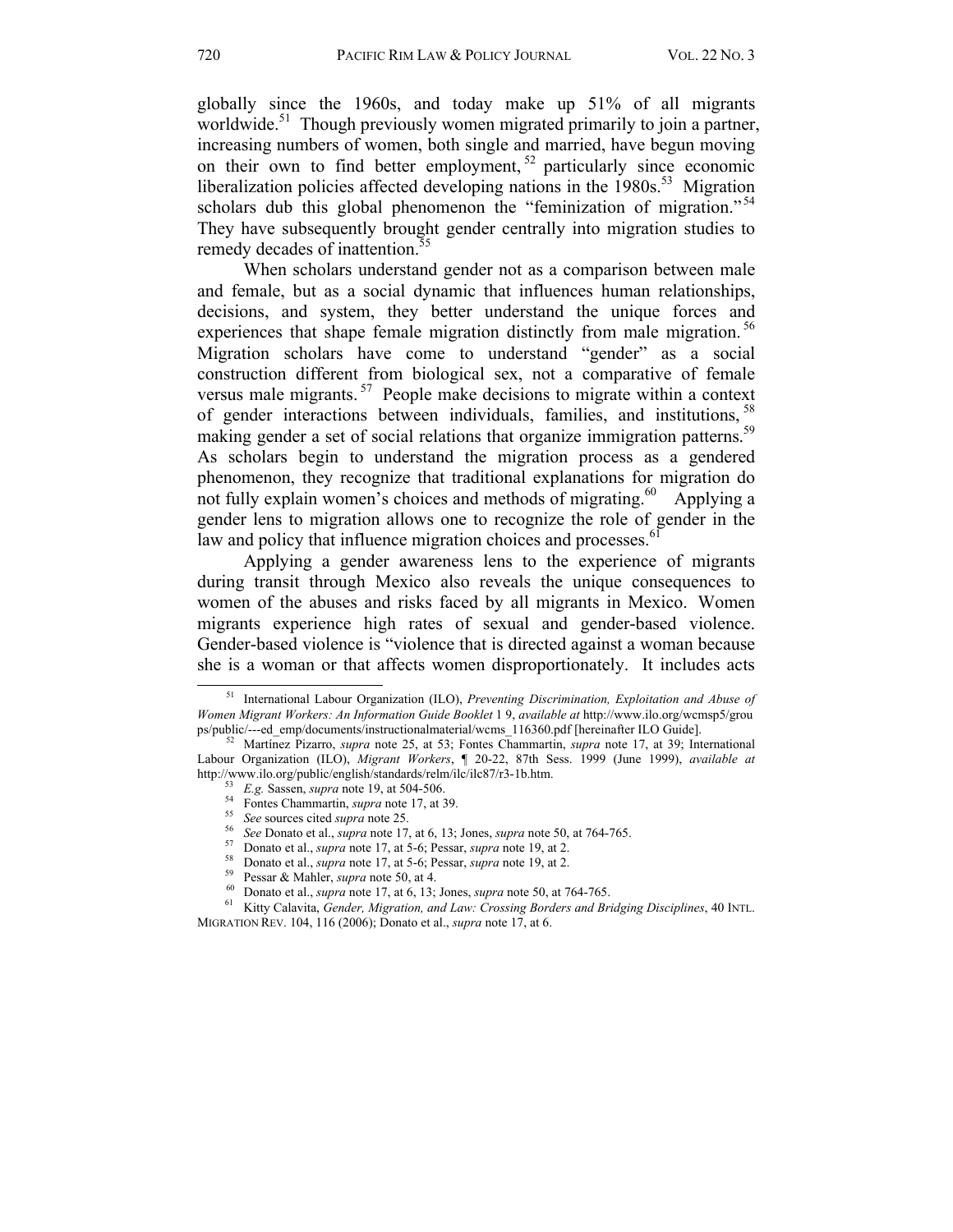globally since the 1960s, and today make up 51% of all migrants worldwide.[51] Though previously women migrated primarily to join a partner, increasing numbers of women, both single and married, have begun moving on their own to find better employment,[52] particularly since economic liberalization policies affected developing nations in the 1980s.[53] Migration scholars dub this global phenomenon the "feminization of migration."[54] They have subsequently brought gender centrally into migration studies to remedy decades of inattention.[55]

When scholars understand gender not as a comparison between male and female, but as a social dynamic that influences human relationships, decisions, and system, they better understand the unique forces and experiences that shape female migration distinctly from male migration.[56] Migration scholars have come to understand "gender" as a social construction different from biological sex, not a comparative of female versus male migrants.[57] People make decisions to migrate within a context of gender interactions between individuals, families, and institutions,[58] making gender a set of social relations that organize immigration patterns.[59] As scholars begin to understand the migration process as a gendered phenomenon, they recognize that traditional explanations for migration do not fully explain women's choices and methods of migrating.[60] Applying a gender lens to migration allows one to recognize the role of gender in the law and policy that influence migration choices and processes.[61]

Applying a gender awareness lens to the experience of migrants during transit through Mexico also reveals the unique consequences to women of the abuses and risks faced by all migrants in Mexico. Women migrants experience high rates of sexual and gender-based violence. Gender-based violence is "violence that is directed against a woman because she is a woman or that affects women disproportionately. It includes acts

---

[51] International Labour Organization (ILO), *Preventing Discrimination, Exploitation and Abuse of Women Migrant Workers: An Information Guide Booklet* 1 9, *available at* http://www.ilo.org/wcmsp5/groups/public/---ed_emp/documents/instructionalmaterial/wcms_116360.pdf [hereinafter ILO Guide].

[52] Martínez Pizarro, *supra* note 25, at 53; Fontes Chammartin, *supra* note 17, at 39; International Labour Organization (ILO), *Migrant Workers*, ¶ 20-22, 87th Sess. 1999 (June 1999), *available at* http://www.ilo.org/public/english/standards/relm/ilc/ilc87/r3-1b.htm.

[53] *E.g.* Sassen, *supra* note 19, at 504-506.

[54] Fontes Chammartin, *supra* note 17, at 39.

[55] *See* sources cited *supra* note 25.

[56] *See* Donato et al., *supra* note 17, at 6, 13; Jones, *supra* note 50, at 764-765.

[57] Donato et al., *supra* note 17, at 5-6; Pessar, *supra* note 19, at 2.

[58] Donato et al., *supra* note 17, at 5-6; Pessar, *supra* note 19, at 2.

[59] Pessar & Mahler, *supra* note 50, at 4.

[60] Donato et al., *supra* note 17, at 6, 13; Jones, *supra* note 50, at 764-765.

[61] Kitty Calavita, *Gender, Migration, and Law: Crossing Borders and Bridging Disciplines*, 40 INTL. MIGRATION REV. 104, 116 (2006); Donato et al., *supra* note 17, at 6.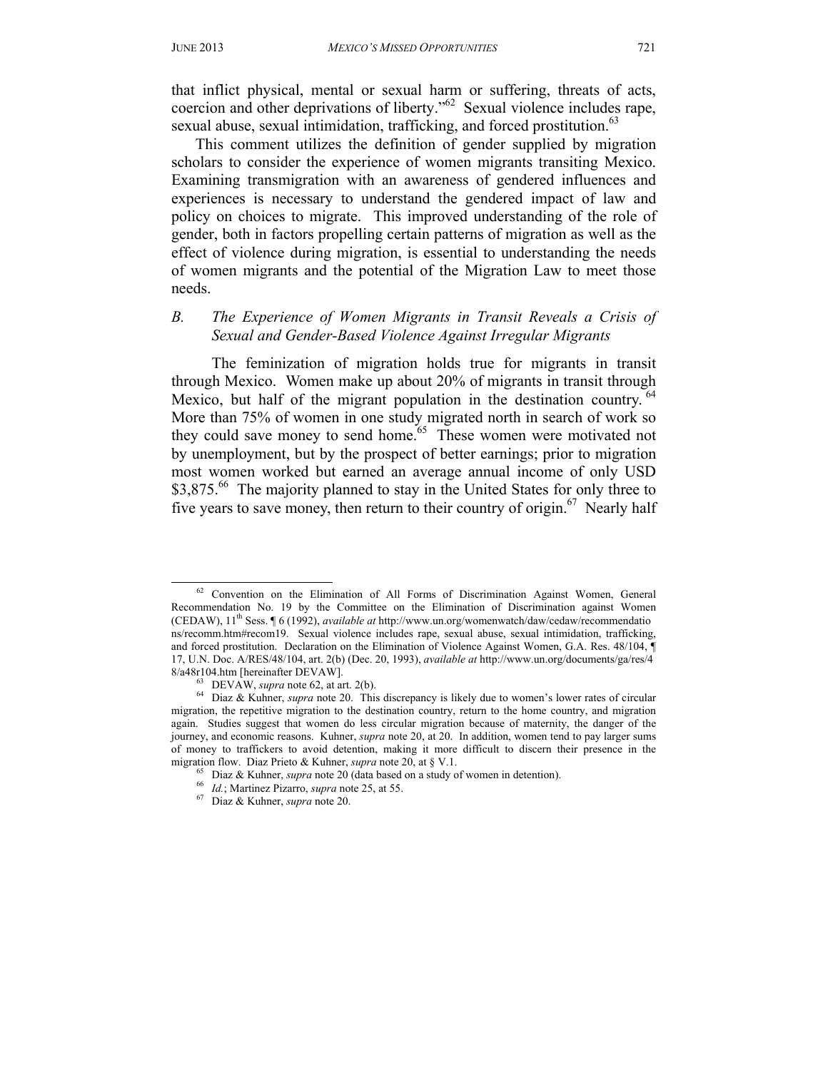that inflict physical, mental or sexual harm or suffering, threats of acts, coercion and other deprivations of liberty."[62] Sexual violence includes rape, sexual abuse, sexual intimidation, trafficking, and forced prostitution.[63]

This comment utilizes the definition of gender supplied by migration scholars to consider the experience of women migrants transiting Mexico. Examining transmigration with an awareness of gendered influences and experiences is necessary to understand the gendered impact of law and policy on choices to migrate. This improved understanding of the role of gender, both in factors propelling certain patterns of migration as well as the effect of violence during migration, is essential to understanding the needs of women migrants and the potential of the Migration Law to meet those needs.

### *B. The Experience of Women Migrants in Transit Reveals a Crisis of Sexual and Gender-Based Violence Against Irregular Migrants*

The feminization of migration holds true for migrants in transit through Mexico. Women make up about 20% of migrants in transit through Mexico, but half of the migrant population in the destination country.[64] More than 75% of women in one study migrated north in search of work so they could save money to send home.[65] These women were motivated not by unemployment, but by the prospect of better earnings; prior to migration most women worked but earned an average annual income of only USD $3,875.[66] The majority planned to stay in the United States for only three to five years to save money, then return to their country of origin.[67] Nearly half

---

[62] Convention on the Elimination of All Forms of Discrimination Against Women, General Recommendation No. 19 by the Committee on the Elimination of Discrimination against Women (CEDAW), 11th Sess. ¶ 6 (1992), *available at* http://www.un.org/womenwatch/daw/cedaw/recommendations/recomm.htm#recom19. Sexual violence includes rape, sexual abuse, sexual intimidation, trafficking, and forced prostitution. Declaration on the Elimination of Violence Against Women, G.A. Res. 48/104, ¶ 17, U.N. Doc. A/RES/48/104, art. 2(b) (Dec. 20, 1993), *available at* http://www.un.org/documents/ga/res/48/a48r104.htm [hereinafter DEVAW].

[63] DEVAW, *supra* note 62, at art. 2(b).

[64] Diaz & Kuhner, *supra* note 20. This discrepancy is likely due to women's lower rates of circular migration, the repetitive migration to the destination country, return to the home country, and migration again. Studies suggest that women do less circular migration because of maternity, the danger of the journey, and economic reasons. Kuhner, *supra* note 20, at 20. In addition, women tend to pay larger sums of money to traffickers to avoid detention, making it more difficult to discern their presence in the migration flow. Diaz Prieto & Kuhner, *supra* note 20, at § V.1.

[65] Diaz & Kuhner, *supra* note 20 (data based on a study of women in detention).

[66] *Id.*; Martinez Pizarro, *supra* note 25, at 55.

[67] Diaz & Kuhner, *supra* note 20.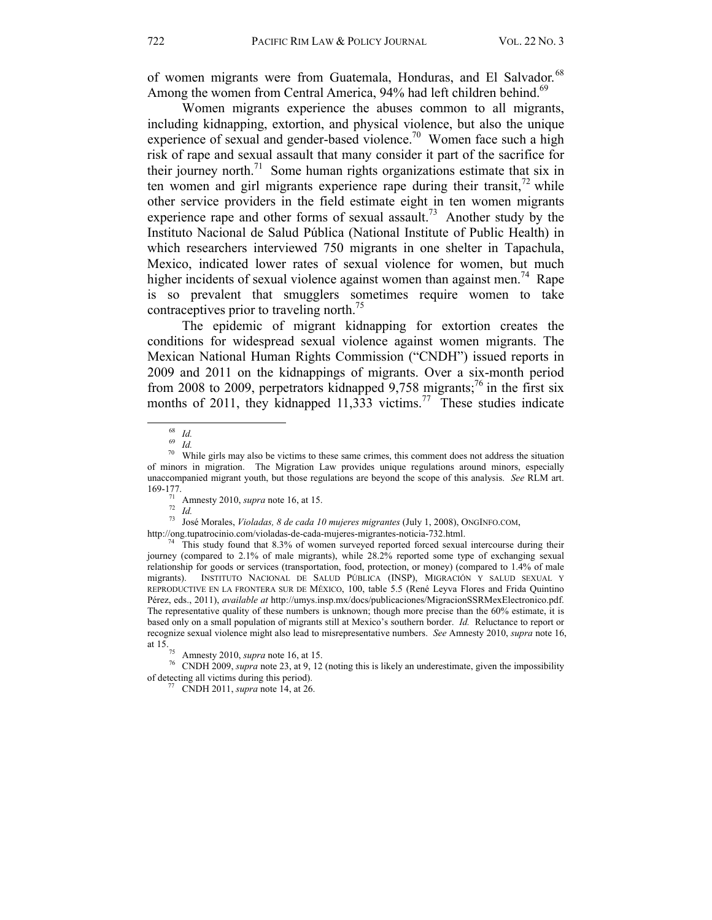of women migrants were from Guatemala, Honduras, and El Salvador.[68] Among the women from Central America, 94% had left children behind.[69]

Women migrants experience the abuses common to all migrants, including kidnapping, extortion, and physical violence, but also the unique experience of sexual and gender-based violence.[70] Women face such a high risk of rape and sexual assault that many consider it part of the sacrifice for their journey north.[71] Some human rights organizations estimate that six in ten women and girl migrants experience rape during their transit,[72] while other service providers in the field estimate eight in ten women migrants experience rape and other forms of sexual assault.[73] Another study by the Instituto Nacional de Salud Pública (National Institute of Public Health) in which researchers interviewed 750 migrants in one shelter in Tapachula, Mexico, indicated lower rates of sexual violence for women, but much higher incidents of sexual violence against women than against men.[74] Rape is so prevalent that smugglers sometimes require women to take contraceptives prior to traveling north.[75]

The epidemic of migrant kidnapping for extortion creates the conditions for widespread sexual violence against women migrants. The Mexican National Human Rights Commission ("CNDH") issued reports in 2009 and 2011 on the kidnappings of migrants. Over a six-month period from 2008 to 2009, perpetrators kidnapped 9,758 migrants;[76] in the first six months of 2011, they kidnapped 11,333 victims.[77] These studies indicate

---

[68] *Id.*

[69] *Id.*

[70] While girls may also be victims to these same crimes, this comment does not address the situation of minors in migration. The Migration Law provides unique regulations around minors, especially unaccompanied migrant youth, but those regulations are beyond the scope of this analysis. *See* RLM art. 169-177.

[71] Amnesty 2010, *supra* note 16, at 15.

[72] *Id.*

[73] José Morales, *Violadas, 8 de cada 10 mujeres migrantes* (July 1, 2008), ONGINFO.COM, http://ong.tupatrocinio.com/violadas-de-cada-mujeres-migrantes-noticia-732.html.

[74] This study found that 8.3% of women surveyed reported forced sexual intercourse during their journey (compared to 2.1% of male migrants), while 28.2% reported some type of exchanging sexual relationship for goods or services (transportation, food, protection, or money) (compared to 1.4% of male migrants). INSTITUTO NACIONAL DE SALUD PÚBLICA (INSP), MIGRACIÓN Y SALUD SEXUAL Y REPRODUCTIVE EN LA FRONTERA SUR DE MÉXICO, 100, table 5.5 (René Leyva Flores and Frida Quintino Pérez, eds., 2011), *available at* http://umys.insp.mx/docs/publicaciones/MigracionSSRMexElectronico.pdf. The representative quality of these numbers is unknown; though more precise than the 60% estimate, it is based only on a small population of migrants still at Mexico's southern border. *Id.* Reluctance to report or recognize sexual violence might also lead to misrepresentative numbers. *See* Amnesty 2010, *supra* note 16, at 15.

[75] Amnesty 2010, *supra* note 16, at 15.

[76] CNDH 2009, *supra* note 23, at 9, 12 (noting this is likely an underestimate, given the impossibility of detecting all victims during this period).

[77] CNDH 2011, *supra* note 14, at 26.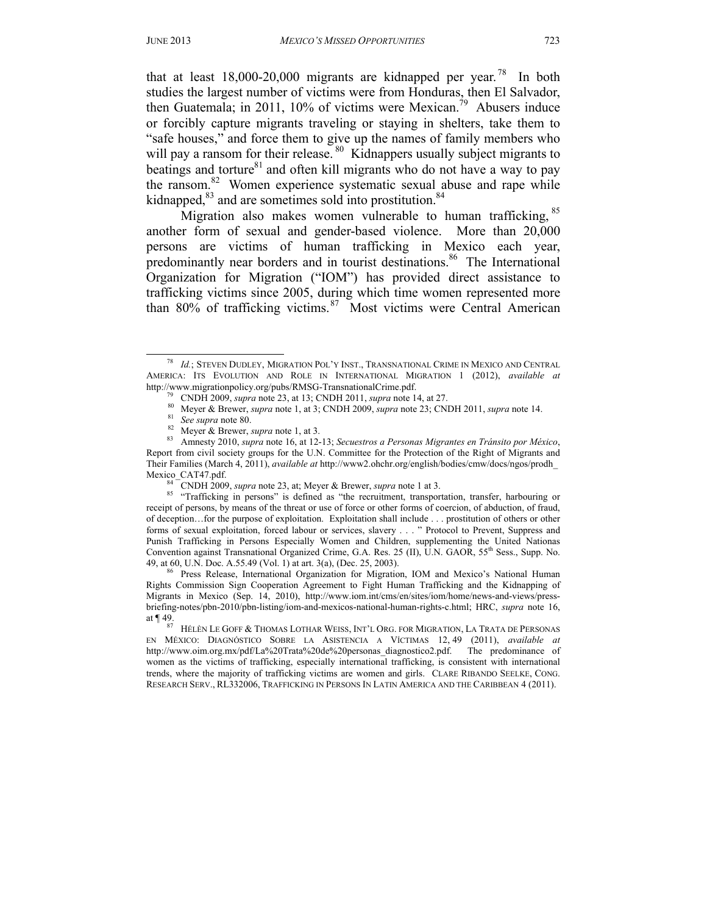that at least 18,000-20,000 migrants are kidnapped per year.[78] In both studies the largest number of victims were from Honduras, then El Salvador, then Guatemala; in 2011, 10% of victims were Mexican.[79] Abusers induce or forcibly capture migrants traveling or staying in shelters, take them to "safe houses," and force them to give up the names of family members who will pay a ransom for their release.[80] Kidnappers usually subject migrants to beatings and torture[81] and often kill migrants who do not have a way to pay the ransom.[82] Women experience systematic sexual abuse and rape while kidnapped,[83] and are sometimes sold into prostitution.[84]

Migration also makes women vulnerable to human trafficking,[85] another form of sexual and gender-based violence. More than 20,000 persons are victims of human trafficking in Mexico each year, predominantly near borders and in tourist destinations.[86] The International Organization for Migration ("IOM") has provided direct assistance to trafficking victims since 2005, during which time women represented more than 80% of trafficking victims.[87] Most victims were Central American

---

[78] *Id.*; STEVEN DUDLEY, MIGRATION POL'Y INST., TRANSNATIONAL CRIME IN MEXICO AND CENTRAL AMERICA: ITS EVOLUTION AND ROLE IN INTERNATIONAL MIGRATION 1 (2012), *available at* http://www.migrationpolicy.org/pubs/RMSG-TransnationalCrime.pdf.

[79] CNDH 2009, *supra* note 23, at 13; CNDH 2011, *supra* note 14, at 27.

[80] Meyer & Brewer, *supra* note 1, at 3; CNDH 2009, *supra* note 23; CNDH 2011, *supra* note 14.

[81] *See supra* note 80.

[82] Meyer & Brewer, *supra* note 1, at 3.

[83] Amnesty 2010, *supra* note 16, at 12-13; *Secuestros a Personas Migrantes en Tránsito por México*, Report from civil society groups for the U.N. Committee for the Protection of the Right of Migrants and Their Families (March 4, 2011), *available at* http://www2.ohchr.org/english/bodies/cmw/docs/ngos/prodh_Mexico_CAT47.pdf.

[84] CNDH 2009, *supra* note 23, at; Meyer & Brewer, *supra* note 1 at 3.

[85] "Trafficking in persons" is defined as "the recruitment, transportation, transfer, harbouring or receipt of persons, by means of the threat or use of force or other forms of coercion, of abduction, of fraud, of deception…for the purpose of exploitation. Exploitation shall include . . . prostitution of others or other forms of sexual exploitation, forced labour or services, slavery . . . " Protocol to Prevent, Suppress and Punish Trafficking in Persons Especially Women and Children, supplementing the United Nationas Convention against Transnational Organized Crime, G.A. Res. 25 (II), U.N. GAOR, 55th Sess., Supp. No. 49, at 60, U.N. Doc. A.55.49 (Vol. 1) at art. 3(a), (Dec. 25, 2003).

[86] Press Release, International Organization for Migration, IOM and Mexico's National Human Rights Commission Sign Cooperation Agreement to Fight Human Trafficking and the Kidnapping of Migrants in Mexico (Sep. 14, 2010), http://www.iom.int/cms/en/sites/iom/home/news-and-views/press-briefing-notes/pbn-2010/pbn-listing/iom-and-mexicos-national-human-rights-c.html; HRC, *supra* note 16, at ¶ 49.

[87] HÉLÈN LE GOFF & THOMAS LOTHAR WEISS, INT'L ORG. FOR MIGRATION, LA TRATA DE PERSONAS EN MÉXICO: DIAGNÓSTICO SOBRE LA ASISTENCIA A VÍCTIMAS 12, 49 (2011), *available at* http://www.oim.org.mx/pdf/La%20Trata%20de%20personas_diagnostico2.pdf. The predominance of women as the victims of trafficking, especially international trafficking, is consistent with international trends, where the majority of trafficking victims are women and girls. CLARE RIBANDO SEELKE, CONG. RESEARCH SERV., RL332006, TRAFFICKING IN PERSONS IN LATIN AMERICA AND THE CARIBBEAN 4 (2011).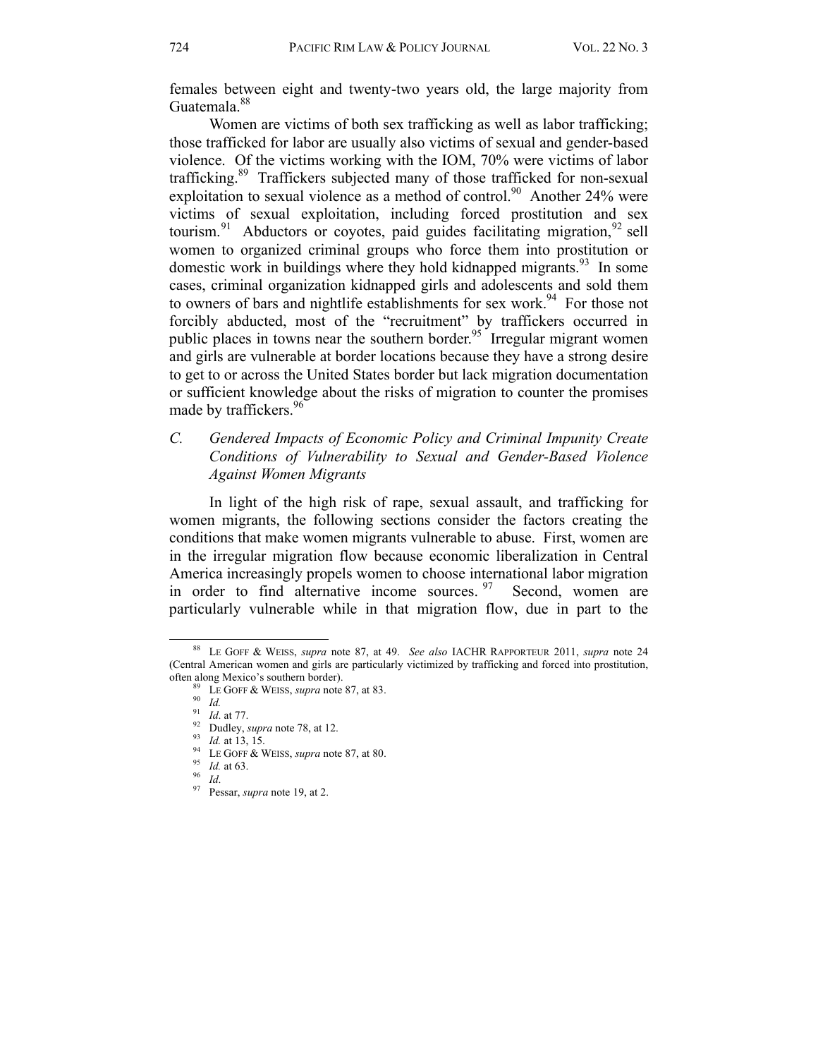females between eight and twenty-two years old, the large majority from Guatemala.[88]

Women are victims of both sex trafficking as well as labor trafficking; those trafficked for labor are usually also victims of sexual and gender-based violence. Of the victims working with the IOM, 70% were victims of labor trafficking.[89] Traffickers subjected many of those trafficked for non-sexual exploitation to sexual violence as a method of control.[90] Another 24% were victims of sexual exploitation, including forced prostitution and sex tourism.[91] Abductors or coyotes, paid guides facilitating migration,[92] sell women to organized criminal groups who force them into prostitution or domestic work in buildings where they hold kidnapped migrants.[93] In some cases, criminal organization kidnapped girls and adolescents and sold them to owners of bars and nightlife establishments for sex work.[94] For those not forcibly abducted, most of the "recruitment" by traffickers occurred in public places in towns near the southern border.[95] Irregular migrant women and girls are vulnerable at border locations because they have a strong desire to get to or across the United States border but lack migration documentation or sufficient knowledge about the risks of migration to counter the promises made by traffickers.[96]

### C. *Gendered Impacts of Economic Policy and Criminal Impunity Create Conditions of Vulnerability to Sexual and Gender-Based Violence Against Women Migrants*

In light of the high risk of rape, sexual assault, and trafficking for women migrants, the following sections consider the factors creating the conditions that make women migrants vulnerable to abuse. First, women are in the irregular migration flow because economic liberalization in Central America increasingly propels women to choose international labor migration in order to find alternative income sources.[97] Second, women are particularly vulnerable while in that migration flow, due in part to the

---

[88] LE GOFF & WEISS, *supra* note 87, at 49. *See also* IACHR RAPPORTEUR 2011, *supra* note 24 (Central American women and girls are particularly victimized by trafficking and forced into prostitution, often along Mexico's southern border).

[89] LE GOFF & WEISS, *supra* note 87, at 83.

[90] *Id.*

[91] *Id*. at 77.

[92] Dudley, *supra* note 78, at 12.

[93] *Id.* at 13, 15.

[94] LE GOFF & WEISS, *supra* note 87, at 80.

[95] *Id.* at 63.

[96] *Id*.

[97] Pessar, *supra* note 19, at 2.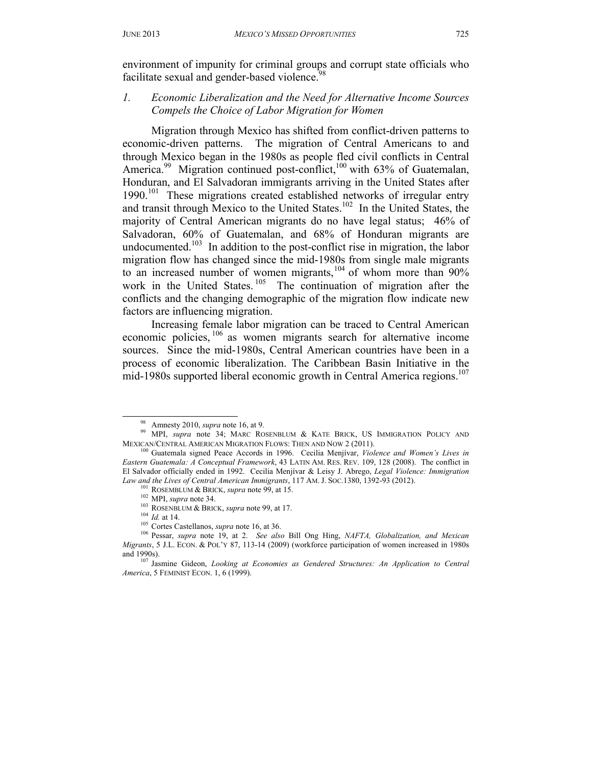environment of impunity for criminal groups and corrupt state officials who facilitate sexual and gender-based violence.[98]

### *1. Economic Liberalization and the Need for Alternative Income Sources Compels the Choice of Labor Migration for Women*

Migration through Mexico has shifted from conflict-driven patterns to economic-driven patterns. The migration of Central Americans to and through Mexico began in the 1980s as people fled civil conflicts in Central America.[99] Migration continued post-conflict,[100] with 63% of Guatemalan, Honduran, and El Salvadoran immigrants arriving in the United States after 1990.[101] These migrations created established networks of irregular entry and transit through Mexico to the United States.[102] In the United States, the majority of Central American migrants do no have legal status; 46% of Salvadoran, 60% of Guatemalan, and 68% of Honduran migrants are undocumented.[103] In addition to the post-conflict rise in migration, the labor migration flow has changed since the mid-1980s from single male migrants to an increased number of women migrants,[104] of whom more than 90% work in the United States.[105] The continuation of migration after the conflicts and the changing demographic of the migration flow indicate new factors are influencing migration.

Increasing female labor migration can be traced to Central American economic policies,[106] as women migrants search for alternative income sources. Since the mid-1980s, Central American countries have been in a process of economic liberalization. The Caribbean Basin Initiative in the mid-1980s supported liberal economic growth in Central America regions.[107]

---

[98] Amnesty 2010, *supra* note 16, at 9.

[99] MPI, *supra* note 34; MARC ROSENBLUM & KATE BRICK, US IMMIGRATION POLICY AND MEXICAN/CENTRAL AMERICAN MIGRATION FLOWS: THEN AND NOW 2 (2011).

[100] Guatemala signed Peace Accords in 1996. Cecilia Menjívar, *Violence and Women's Lives in Eastern Guatemala: A Conceptual Framework*, 43 LATIN AM. RES. REV. 109, 128 (2008). The conflict in El Salvador officially ended in 1992. Cecilia Menjívar & Leisy J. Abrego, *Legal Violence: Immigration Law and the Lives of Central American Immigrants*, 117 AM. J. SOC.1380, 1392-93 (2012).

[101] ROSEMBLUM & BRICK, *supra* note 99, at 15.

[102] MPI, *supra* note 34.

[103] ROSENBLUM & BRICK, *supra* note 99, at 17.

[104] *Id.* at 14.

[105] Cortes Castellanos, *supra* note 16, at 36.

[106] Pessar, *supra* note 19, at 2. *See also* Bill Ong Hing, *NAFTA, Globalization, and Mexican Migrants*, 5 J.L. ECON. & POL'Y 87, 113-14 (2009) (workforce participation of women increased in 1980s and 1990s).

[107] Jasmine Gideon, *Looking at Economies as Gendered Structures: An Application to Central America*, 5 FEMINIST ECON. 1, 6 (1999).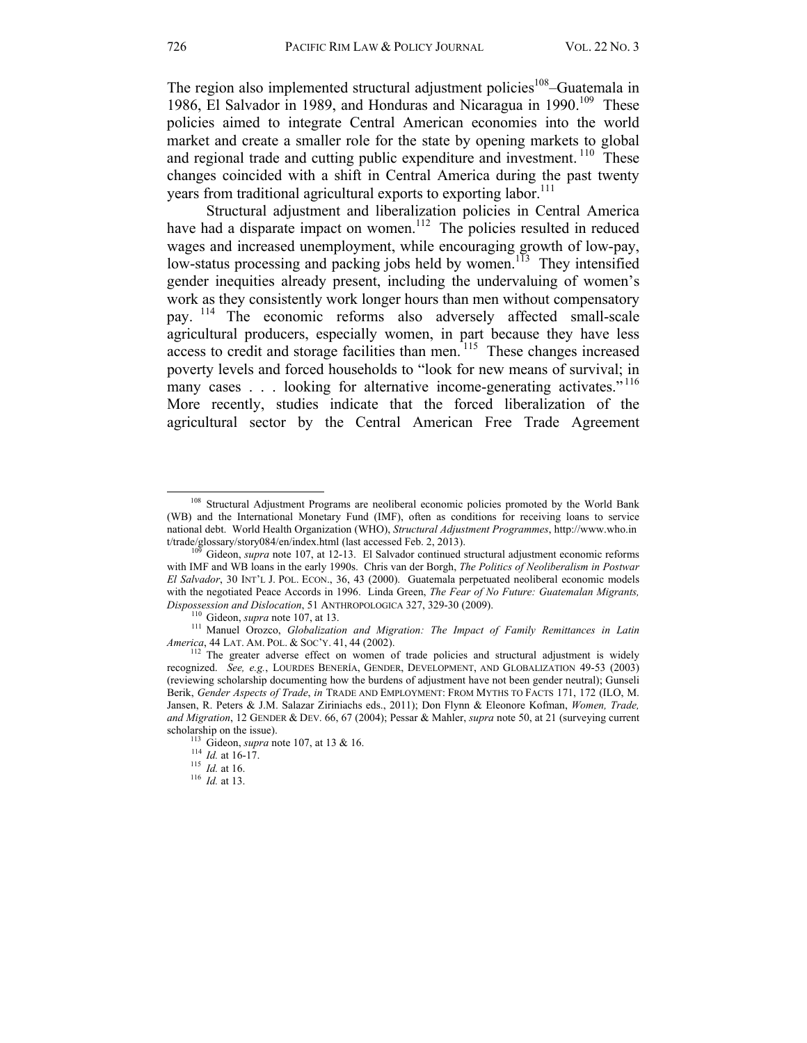The region also implemented structural adjustment policies[108]–Guatemala in 1986, El Salvador in 1989, and Honduras and Nicaragua in 1990.[109] These policies aimed to integrate Central American economies into the world market and create a smaller role for the state by opening markets to global and regional trade and cutting public expenditure and investment.[110] These changes coincided with a shift in Central America during the past twenty years from traditional agricultural exports to exporting labor.[111]

Structural adjustment and liberalization policies in Central America have had a disparate impact on women.[112] The policies resulted in reduced wages and increased unemployment, while encouraging growth of low-pay, low-status processing and packing jobs held by women.[113] They intensified gender inequities already present, including the undervaluing of women's work as they consistently work longer hours than men without compensatory pay.[114] The economic reforms also adversely affected small-scale agricultural producers, especially women, in part because they have less access to credit and storage facilities than men.[115] These changes increased poverty levels and forced households to "look for new means of survival; in many cases . . . looking for alternative income-generating activates."[116] More recently, studies indicate that the forced liberalization of the agricultural sector by the Central American Free Trade Agreement

---

[108] Structural Adjustment Programs are neoliberal economic policies promoted by the World Bank (WB) and the International Monetary Fund (IMF), often as conditions for receiving loans to service national debt. World Health Organization (WHO), *Structural Adjustment Programmes*, http://www.who.int/trade/glossary/story084/en/index.html (last accessed Feb. 2, 2013).

[109] Gideon, *supra* note 107, at 12-13. El Salvador continued structural adjustment economic reforms with IMF and WB loans in the early 1990s. Chris van der Borgh, *The Politics of Neoliberalism in Postwar El Salvador*, 30 INT'L J. POL. ECON., 36, 43 (2000). Guatemala perpetuated neoliberal economic models with the negotiated Peace Accords in 1996. Linda Green, *The Fear of No Future: Guatemalan Migrants, Dispossession and Dislocation*, 51 ANTHROPOLOGICA 327, 329-30 (2009).

[110] Gideon, *supra* note 107, at 13.

[111] Manuel Orozco, *Globalization and Migration: The Impact of Family Remittances in Latin America*, 44 LAT. AM. POL. & SOC'Y. 41, 44 (2002).

[112] The greater adverse effect on women of trade policies and structural adjustment is widely recognized. *See, e.g.*, LOURDES BENERÍA, GENDER, DEVELOPMENT, AND GLOBALIZATION 49-53 (2003) (reviewing scholarship documenting how the burdens of adjustment have not been gender neutral); Gunseli Berik, *Gender Aspects of Trade*, *in* TRADE AND EMPLOYMENT: FROM MYTHS TO FACTS 171, 172 (ILO, M. Jansen, R. Peters & J.M. Salazar Ziriniachs eds., 2011); Don Flynn & Eleonore Kofman, *Women, Trade, and Migration*, 12 GENDER & DEV. 66, 67 (2004); Pessar & Mahler, *supra* note 50, at 21 (surveying current scholarship on the issue).

[113] Gideon, *supra* note 107, at 13 & 16.

[114] *Id.* at 16-17.

[115] *Id.* at 16.

[116] *Id.* at 13.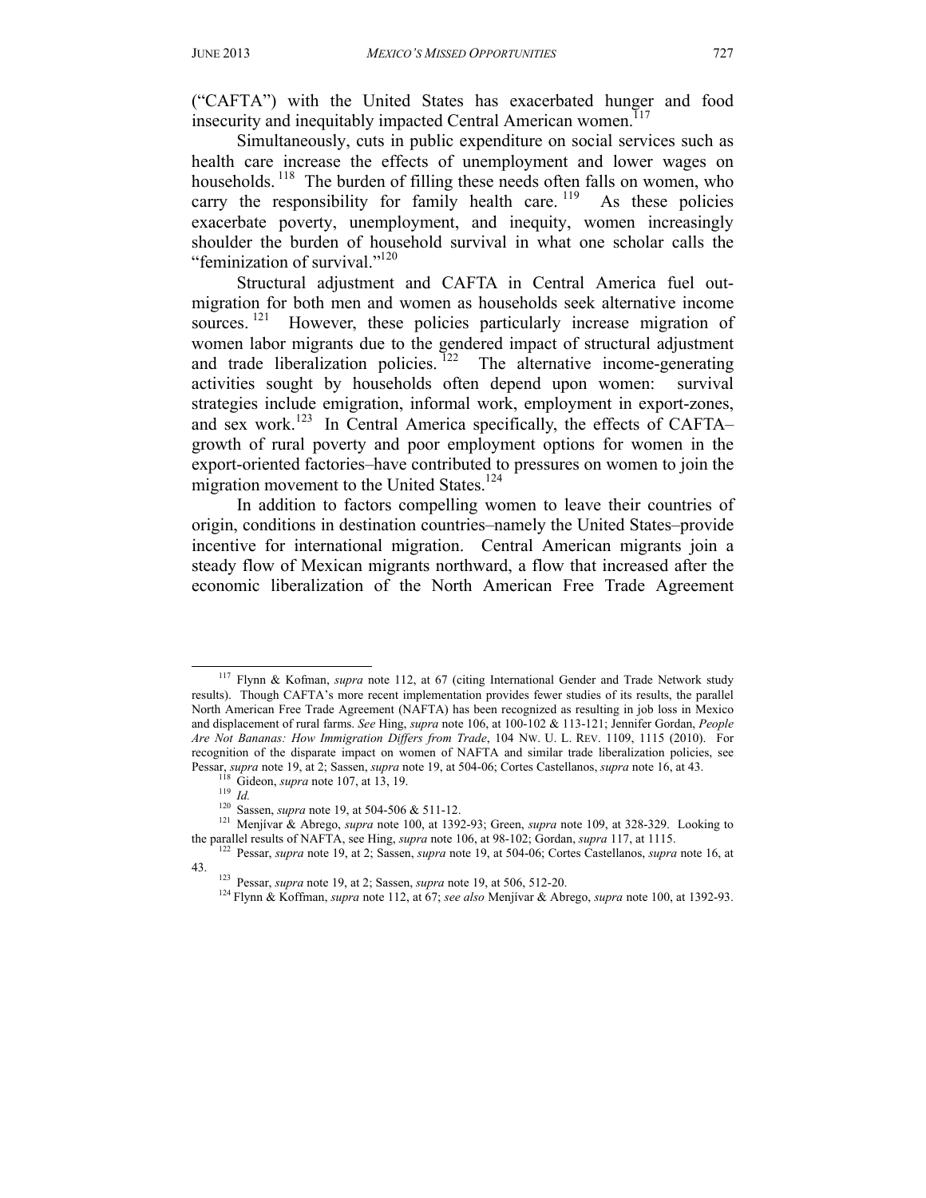("CAFTA") with the United States has exacerbated hunger and food insecurity and inequitably impacted Central American women.[117]

Simultaneously, cuts in public expenditure on social services such as health care increase the effects of unemployment and lower wages on households.[118] The burden of filling these needs often falls on women, who carry the responsibility for family health care.[119] As these policies exacerbate poverty, unemployment, and inequity, women increasingly shoulder the burden of household survival in what one scholar calls the "feminization of survival."[120]

Structural adjustment and CAFTA in Central America fuel out-migration for both men and women as households seek alternative income sources.[121] However, these policies particularly increase migration of women labor migrants due to the gendered impact of structural adjustment and trade liberalization policies.[122] The alternative income-generating activities sought by households often depend upon women: survival strategies include emigration, informal work, employment in export-zones, and sex work.[123] In Central America specifically, the effects of CAFTA–growth of rural poverty and poor employment options for women in the export-oriented factories–have contributed to pressures on women to join the migration movement to the United States.[124]

In addition to factors compelling women to leave their countries of origin, conditions in destination countries–namely the United States–provide incentive for international migration. Central American migrants join a steady flow of Mexican migrants northward, a flow that increased after the economic liberalization of the North American Free Trade Agreement

---

[117] Flynn & Kofman, *supra* note 112, at 67 (citing International Gender and Trade Network study results). Though CAFTA's more recent implementation provides fewer studies of its results, the parallel North American Free Trade Agreement (NAFTA) has been recognized as resulting in job loss in Mexico and displacement of rural farms. *See* Hing, *supra* note 106, at 100-102 & 113-121; Jennifer Gordan, *People Are Not Bananas: How Immigration Differs from Trade*, 104 NW. U. L. REV. 1109, 1115 (2010). For recognition of the disparate impact on women of NAFTA and similar trade liberalization policies, see Pessar, *supra* note 19, at 2; Sassen, *supra* note 19, at 504-06; Cortes Castellanos, *supra* note 16, at 43.

[118] Gideon, *supra* note 107, at 13, 19.

[119] *Id.*

[120] Sassen, *supra* note 19, at 504-506 & 511-12.

[121] Menjívar & Abrego, *supra* note 100, at 1392-93; Green, *supra* note 109, at 328-329. Looking to the parallel results of NAFTA, see Hing, *supra* note 106, at 98-102; Gordan, *supra* 117, at 1115.

[122] Pessar, *supra* note 19, at 2; Sassen, *supra* note 19, at 504-06; Cortes Castellanos, *supra* note 16, at 43.

[123] Pessar, *supra* note 19, at 2; Sassen, *supra* note 19, at 506, 512-20.

[124] Flynn & Koffman, *supra* note 112, at 67; *see also* Menjívar & Abrego, *supra* note 100, at 1392-93.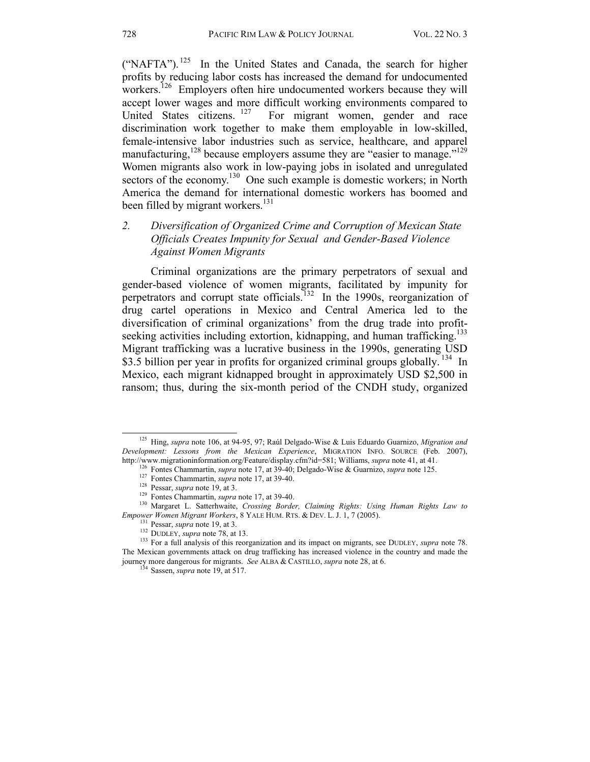("NAFTA").[125] In the United States and Canada, the search for higher profits by reducing labor costs has increased the demand for undocumented workers.[126] Employers often hire undocumented workers because they will accept lower wages and more difficult working environments compared to United States citizens.[127] For migrant women, gender and race discrimination work together to make them employable in low-skilled, female-intensive labor industries such as service, healthcare, and apparel manufacturing,[128] because employers assume they are "easier to manage."[129] Women migrants also work in low-paying jobs in isolated and unregulated sectors of the economy.[130] One such example is domestic workers; in North America the demand for international domestic workers has boomed and been filled by migrant workers.[131]

### *2. Diversification of Organized Crime and Corruption of Mexican State Officials Creates Impunity for Sexual and Gender-Based Violence Against Women Migrants*

Criminal organizations are the primary perpetrators of sexual and gender-based violence of women migrants, facilitated by impunity for perpetrators and corrupt state officials.[132] In the 1990s, reorganization of drug cartel operations in Mexico and Central America led to the diversification of criminal organizations' from the drug trade into profit-seeking activities including extortion, kidnapping, and human trafficking.[133] Migrant trafficking was a lucrative business in the 1990s, generating USD $3.5 billion per year in profits for organized criminal groups globally.[134] In Mexico, each migrant kidnapped brought in approximately USD $2,500 in ransom; thus, during the six-month period of the CNDH study, organized

---

[125] Hing, *supra* note 106, at 94-95, 97; Raúl Delgado-Wise & Luis Eduardo Guarnizo, *Migration and Development: Lessons from the Mexican Experience*, MIGRATION INFO. SOURCE (Feb. 2007), http://www.migrationinformation.org/Feature/display.cfm?id=581; Williams, *supra* note 41, at 41.

[126] Fontes Chammartin, *supra* note 17, at 39-40; Delgado-Wise & Guarnizo, *supra* note 125.

[127] Fontes Chammartin, *supra* note 17, at 39-40.

[128] Pessar, *supra* note 19, at 3.

[129] Fontes Chammartin, *supra* note 17, at 39-40.

[130] Margaret L. Satterhwaite, *Crossing Border, Claiming Rights: Using Human Rights Law to Empower Women Migrant Workers*, 8 YALE HUM. RTS. & DEV. L. J. 1, 7 (2005).

[131] Pessar, *supra* note 19, at 3.

[132] DUDLEY, *supra* note 78, at 13.

[133] For a full analysis of this reorganization and its impact on migrants, see DUDLEY, *supra* note 78. The Mexican governments attack on drug trafficking has increased violence in the country and made the journey more dangerous for migrants. *See* ALBA & CASTILLO, *supra* note 28, at 6.

[134] Sassen, *supra* note 19, at 517.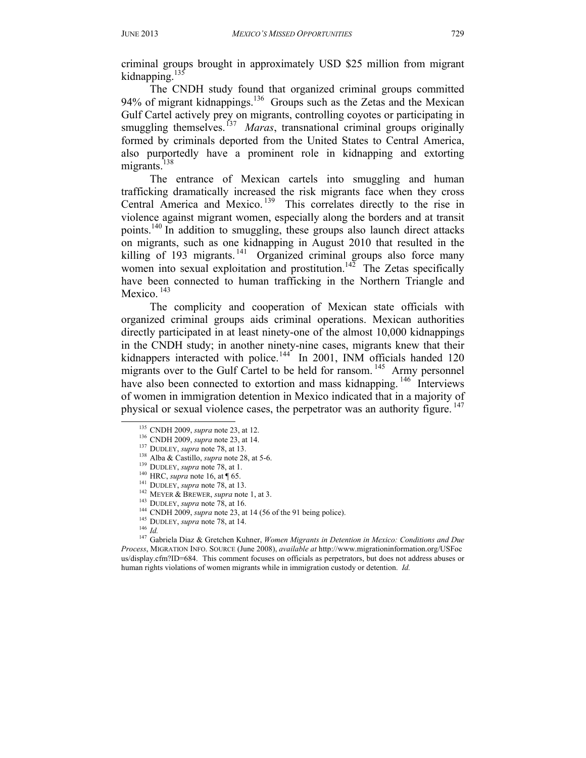criminal groups brought in approximately USD $25 million from migrant kidnapping.[135]

The CNDH study found that organized criminal groups committed 94% of migrant kidnappings.[136] Groups such as the Zetas and the Mexican Gulf Cartel actively prey on migrants, controlling coyotes or participating in smuggling themselves.[137] *Maras*, transnational criminal groups originally formed by criminals deported from the United States to Central America, also purportedly have a prominent role in kidnapping and extorting migrants.[138]

The entrance of Mexican cartels into smuggling and human trafficking dramatically increased the risk migrants face when they cross Central America and Mexico.[139] This correlates directly to the rise in violence against migrant women, especially along the borders and at transit points.[140] In addition to smuggling, these groups also launch direct attacks on migrants, such as one kidnapping in August 2010 that resulted in the killing of 193 migrants.[141] Organized criminal groups also force many women into sexual exploitation and prostitution.[142] The Zetas specifically have been connected to human trafficking in the Northern Triangle and Mexico.[143]

The complicity and cooperation of Mexican state officials with organized criminal groups aids criminal operations. Mexican authorities directly participated in at least ninety-one of the almost 10,000 kidnappings in the CNDH study; in another ninety-nine cases, migrants knew that their kidnappers interacted with police.[144] In 2001, INM officials handed 120 migrants over to the Gulf Cartel to be held for ransom.[145] Army personnel have also been connected to extortion and mass kidnapping.[146] Interviews of women in immigration detention in Mexico indicated that in a majority of physical or sexual violence cases, the perpetrator was an authority figure.[147]

---

[135] CNDH 2009, *supra* note 23, at 12.

[136] CNDH 2009, *supra* note 23, at 14.

[137] DUDLEY, *supra* note 78, at 13.

[138] Alba & Castillo, *supra* note 28, at 5-6.

[139] DUDLEY, *supra* note 78, at 1.

[140] HRC, *supra* note 16, at ¶ 65.

[141] DUDLEY, *supra* note 78, at 13.

[142] MEYER & BREWER, *supra* note 1, at 3.

[143] DUDLEY, *supra* note 78, at 16.

[144] CNDH 2009, *supra* note 23, at 14 (56 of the 91 being police).

[145] DUDLEY, *supra* note 78, at 14.

[146] *Id.*

[147] Gabriela Diaz & Gretchen Kuhner, *Women Migrants in Detention in Mexico: Conditions and Due Process*, MIGRATION INFO. SOURCE (June 2008), *available at* http://www.migrationinformation.org/USFocus/display.cfm?ID=684. This comment focuses on officials as perpetrators, but does not address abuses or human rights violations of women migrants while in immigration custody or detention. *Id.*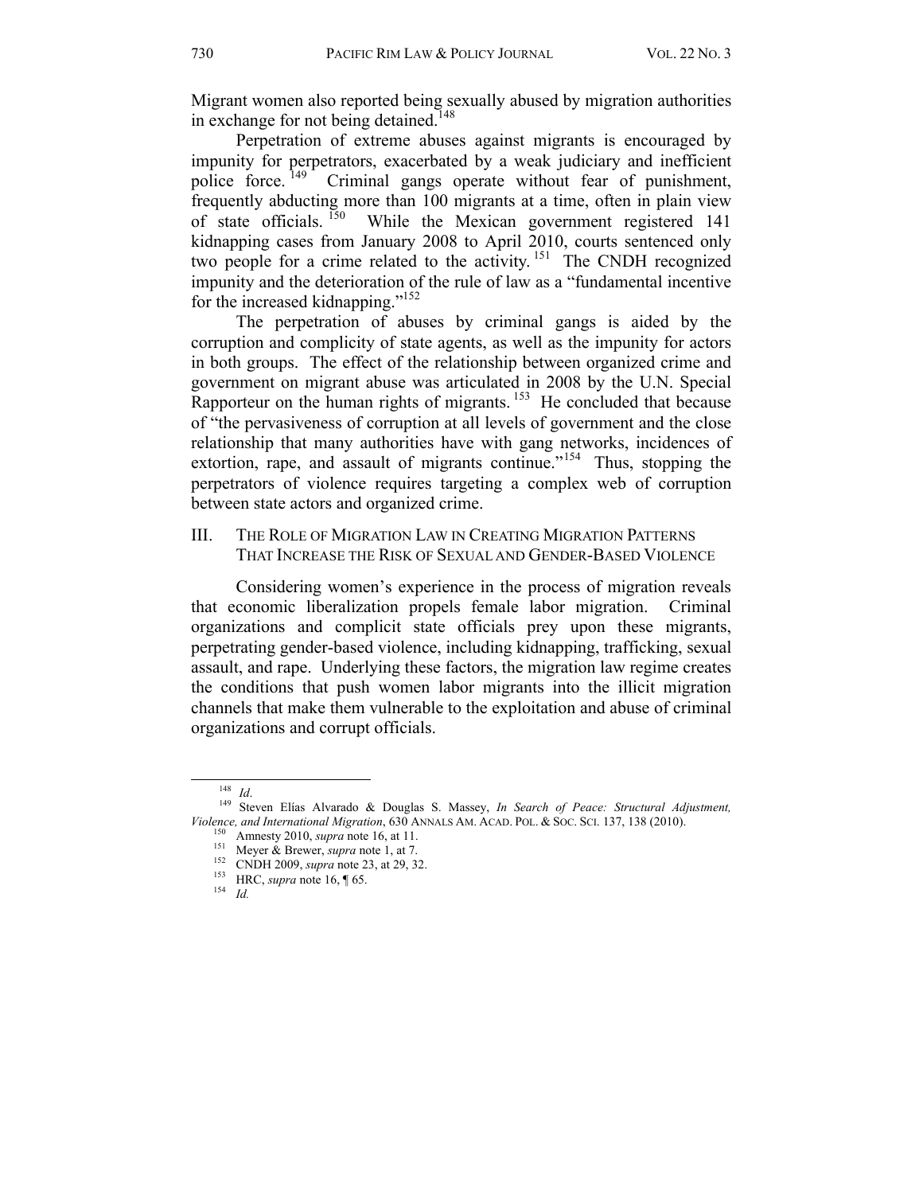Migrant women also reported being sexually abused by migration authorities in exchange for not being detained.[148]

Perpetration of extreme abuses against migrants is encouraged by impunity for perpetrators, exacerbated by a weak judiciary and inefficient police force.[149] Criminal gangs operate without fear of punishment, frequently abducting more than 100 migrants at a time, often in plain view of state officials.[150] While the Mexican government registered 141 kidnapping cases from January 2008 to April 2010, courts sentenced only two people for a crime related to the activity.[151] The CNDH recognized impunity and the deterioration of the rule of law as a "fundamental incentive for the increased kidnapping."[152]

The perpetration of abuses by criminal gangs is aided by the corruption and complicity of state agents, as well as the impunity for actors in both groups. The effect of the relationship between organized crime and government on migrant abuse was articulated in 2008 by the U.N. Special Rapporteur on the human rights of migrants.[153] He concluded that because of "the pervasiveness of corruption at all levels of government and the close relationship that many authorities have with gang networks, incidences of extortion, rape, and assault of migrants continue."[154] Thus, stopping the perpetrators of violence requires targeting a complex web of corruption between state actors and organized crime.

## III. The Role of Migration Law in Creating Migration Patterns That Increase the Risk of Sexual and Gender-Based Violence

Considering women's experience in the process of migration reveals that economic liberalization propels female labor migration. Criminal organizations and complicit state officials prey upon these migrants, perpetrating gender-based violence, including kidnapping, trafficking, sexual assault, and rape. Underlying these factors, the migration law regime creates the conditions that push women labor migrants into the illicit migration channels that make them vulnerable to the exploitation and abuse of criminal organizations and corrupt officials.

---

[148] *Id*.

[149] Steven Elías Alvarado & Douglas S. Massey, *In Search of Peace: Structural Adjustment, Violence, and International Migration*, 630 Annals Am. Acad. Pol. & Soc. Sci. 137, 138 (2010).

[150] Amnesty 2010, *supra* note 16, at 11.

[151] Meyer & Brewer, *supra* note 1, at 7.

[152] CNDH 2009, *supra* note 23, at 29, 32.

[153] HRC, *supra* note 16, ¶ 65.

[154] *Id.*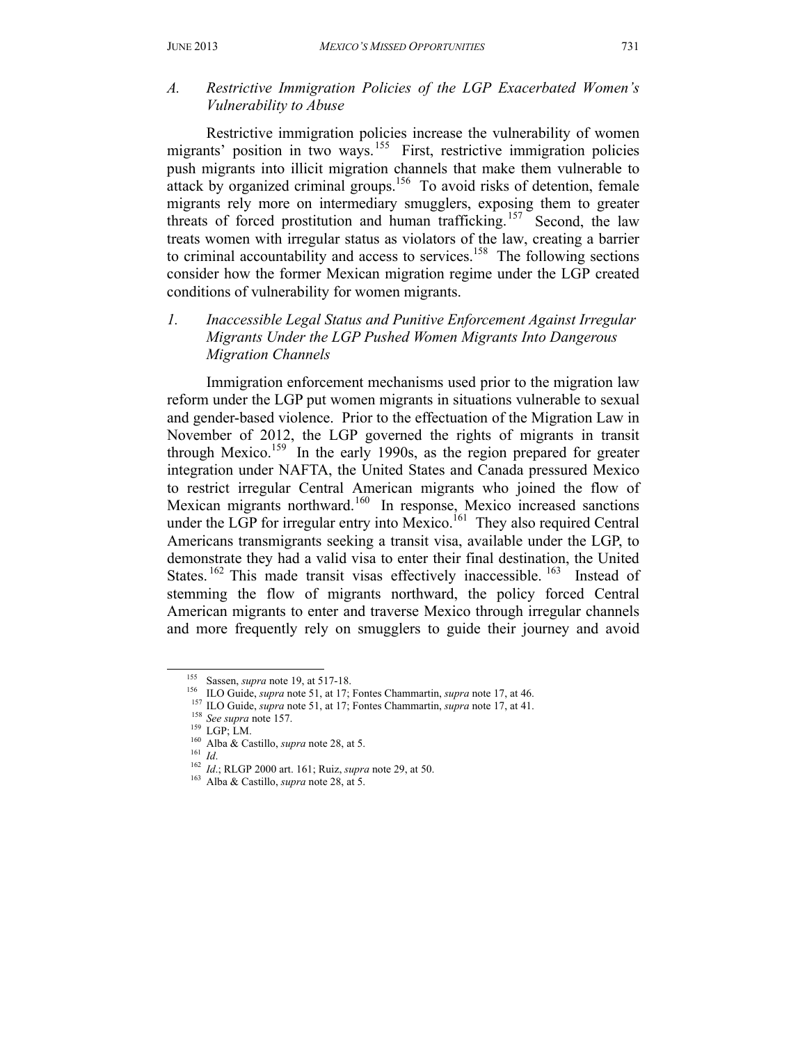### *A. Restrictive Immigration Policies of the LGP Exacerbated Women's Vulnerability to Abuse*

Restrictive immigration policies increase the vulnerability of women migrants' position in two ways.[155] First, restrictive immigration policies push migrants into illicit migration channels that make them vulnerable to attack by organized criminal groups.[156] To avoid risks of detention, female migrants rely more on intermediary smugglers, exposing them to greater threats of forced prostitution and human trafficking.[157] Second, the law treats women with irregular status as violators of the law, creating a barrier to criminal accountability and access to services.[158] The following sections consider how the former Mexican migration regime under the LGP created conditions of vulnerability for women migrants.

#### *1. Inaccessible Legal Status and Punitive Enforcement Against Irregular Migrants Under the LGP Pushed Women Migrants Into Dangerous Migration Channels*

Immigration enforcement mechanisms used prior to the migration law reform under the LGP put women migrants in situations vulnerable to sexual and gender-based violence. Prior to the effectuation of the Migration Law in November of 2012, the LGP governed the rights of migrants in transit through Mexico.[159] In the early 1990s, as the region prepared for greater integration under NAFTA, the United States and Canada pressured Mexico to restrict irregular Central American migrants who joined the flow of Mexican migrants northward.[160] In response, Mexico increased sanctions under the LGP for irregular entry into Mexico.[161] They also required Central Americans transmigrants seeking a transit visa, available under the LGP, to demonstrate they had a valid visa to enter their final destination, the United States.[162] This made transit visas effectively inaccessible.[163] Instead of stemming the flow of migrants northward, the policy forced Central American migrants to enter and traverse Mexico through irregular channels and more frequently rely on smugglers to guide their journey and avoid

---

155 Sassen, *supra* note 19, at 517-18.

156 ILO Guide, *supra* note 51, at 17; Fontes Chammartin, *supra* note 17, at 46.

157 ILO Guide, *supra* note 51, at 17; Fontes Chammartin, *supra* note 17, at 41.

158 *See supra* note 157.

159 LGP; LM.

160 Alba & Castillo, *supra* note 28, at 5.

161 *Id*.

162 *Id*.; RLGP 2000 art. 161; Ruiz, *supra* note 29, at 50.

163 Alba & Castillo, *supra* note 28, at 5.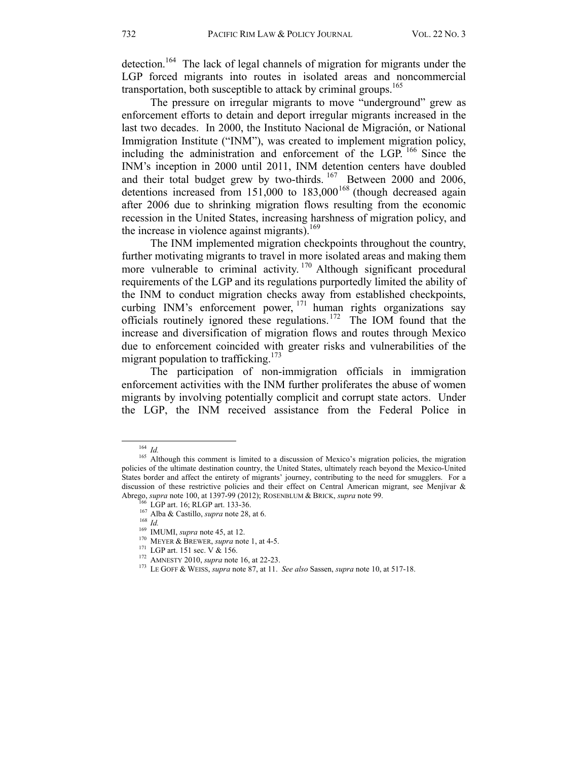detection.[164] The lack of legal channels of migration for migrants under the LGP forced migrants into routes in isolated areas and noncommercial transportation, both susceptible to attack by criminal groups.[165]

The pressure on irregular migrants to move "underground" grew as enforcement efforts to detain and deport irregular migrants increased in the last two decades. In 2000, the Instituto Nacional de Migración, or National Immigration Institute ("INM"), was created to implement migration policy, including the administration and enforcement of the LGP.[166] Since the INM's inception in 2000 until 2011, INM detention centers have doubled and their total budget grew by two-thirds.[167] Between 2000 and 2006, detentions increased from 151,000 to 183,000[168] (though decreased again after 2006 due to shrinking migration flows resulting from the economic recession in the United States, increasing harshness of migration policy, and the increase in violence against migrants).[169]

The INM implemented migration checkpoints throughout the country, further motivating migrants to travel in more isolated areas and making them more vulnerable to criminal activity.[170] Although significant procedural requirements of the LGP and its regulations purportedly limited the ability of the INM to conduct migration checks away from established checkpoints, curbing INM's enforcement power,[171] human rights organizations say officials routinely ignored these regulations.[172] The IOM found that the increase and diversification of migration flows and routes through Mexico due to enforcement coincided with greater risks and vulnerabilities of the migrant population to trafficking.[173]

The participation of non-immigration officials in immigration enforcement activities with the INM further proliferates the abuse of women migrants by involving potentially complicit and corrupt state actors. Under the LGP, the INM received assistance from the Federal Police in

---

[164] *Id.*

[165] Although this comment is limited to a discussion of Mexico's migration policies, the migration policies of the ultimate destination country, the United States, ultimately reach beyond the Mexico-United States border and affect the entirety of migrants' journey, contributing to the need for smugglers. For a discussion of these restrictive policies and their effect on Central American migrant, see Menjívar & Abrego, *supra* note 100, at 1397-99 (2012); ROSENBLUM & BRICK, *supra* note 99.

[166] LGP art. 16; RLGP art. 133-36.

[167] Alba & Castillo, *supra* note 28, at 6.

[168] *Id.*

[169] IMUMI, *supra* note 45, at 12.

[170] MEYER & BREWER, *supra* note 1, at 4-5.

[171] LGP art. 151 sec. V & 156.

[172] AMNESTY 2010, *supra* note 16, at 22-23.

[173] LE GOFF & WEISS, *supra* note 87, at 11. *See also* Sassen, *supra* note 10, at 517-18.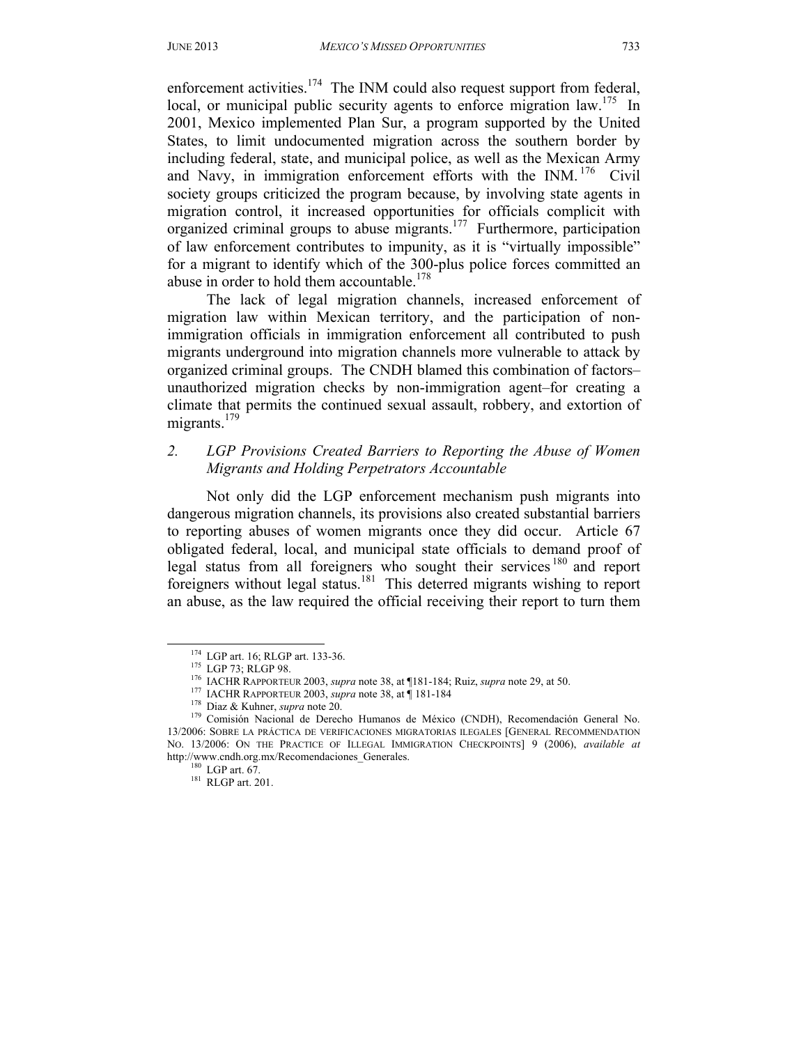enforcement activities.[174] The INM could also request support from federal, local, or municipal public security agents to enforce migration law.[175] In 2001, Mexico implemented Plan Sur, a program supported by the United States, to limit undocumented migration across the southern border by including federal, state, and municipal police, as well as the Mexican Army and Navy, in immigration enforcement efforts with the INM.[176] Civil society groups criticized the program because, by involving state agents in migration control, it increased opportunities for officials complicit with organized criminal groups to abuse migrants.[177] Furthermore, participation of law enforcement contributes to impunity, as it is "virtually impossible" for a migrant to identify which of the 300-plus police forces committed an abuse in order to hold them accountable.[178]

The lack of legal migration channels, increased enforcement of migration law within Mexican territory, and the participation of non-immigration officials in immigration enforcement all contributed to push migrants underground into migration channels more vulnerable to attack by organized criminal groups. The CNDH blamed this combination of factors–unauthorized migration checks by non-immigration agent–for creating a climate that permits the continued sexual assault, robbery, and extortion of migrants.[179]

### *2. LGP Provisions Created Barriers to Reporting the Abuse of Women Migrants and Holding Perpetrators Accountable*

Not only did the LGP enforcement mechanism push migrants into dangerous migration channels, its provisions also created substantial barriers to reporting abuses of women migrants once they did occur. Article 67 obligated federal, local, and municipal state officials to demand proof of legal status from all foreigners who sought their services[180] and report foreigners without legal status.[181] This deterred migrants wishing to report an abuse, as the law required the official receiving their report to turn them

---

[174] LGP art. 16; RLGP art. 133-36.

[175] LGP 73; RLGP 98.

[176] IACHR RAPPORTEUR 2003, *supra* note 38, at ¶181-184; Ruiz, *supra* note 29, at 50.

[177] IACHR RAPPORTEUR 2003, *supra* note 38, at ¶ 181-184

[178] Diaz & Kuhner, *supra* note 20.

[179] Comisión Nacional de Derecho Humanos de México (CNDH), Recomendación General No. 13/2006: SOBRE LA PRÁCTICA DE VERIFICACIONES MIGRATORIAS ILEGALES [GENERAL RECOMMENDATION NO. 13/2006: ON THE PRACTICE OF ILLEGAL IMMIGRATION CHECKPOINTS] 9 (2006), *available at* http://www.cndh.org.mx/Recomendaciones_Generales.

[180] LGP art. 67.

[181] RLGP art. 201.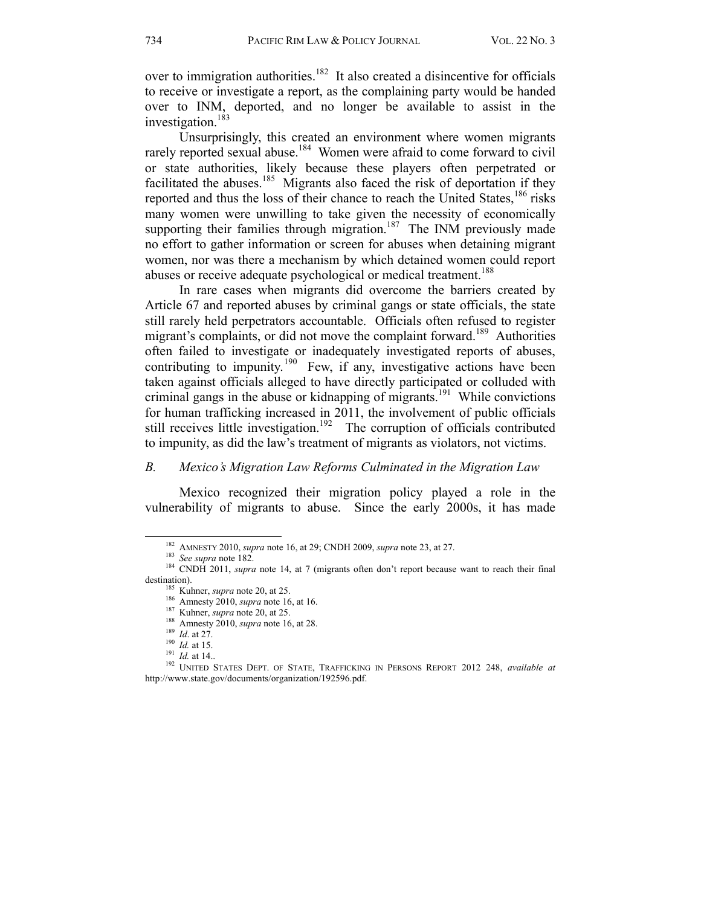over to immigration authorities.[182] It also created a disincentive for officials to receive or investigate a report, as the complaining party would be handed over to INM, deported, and no longer be available to assist in the investigation.[183]

Unsurprisingly, this created an environment where women migrants rarely reported sexual abuse.[184] Women were afraid to come forward to civil or state authorities, likely because these players often perpetrated or facilitated the abuses.[185] Migrants also faced the risk of deportation if they reported and thus the loss of their chance to reach the United States,[186] risks many women were unwilling to take given the necessity of economically supporting their families through migration.[187] The INM previously made no effort to gather information or screen for abuses when detaining migrant women, nor was there a mechanism by which detained women could report abuses or receive adequate psychological or medical treatment.[188]

In rare cases when migrants did overcome the barriers created by Article 67 and reported abuses by criminal gangs or state officials, the state still rarely held perpetrators accountable. Officials often refused to register migrant's complaints, or did not move the complaint forward.[189] Authorities often failed to investigate or inadequately investigated reports of abuses, contributing to impunity.[190] Few, if any, investigative actions have been taken against officials alleged to have directly participated or colluded with criminal gangs in the abuse or kidnapping of migrants.[191] While convictions for human trafficking increased in 2011, the involvement of public officials still receives little investigation.[192] The corruption of officials contributed to impunity, as did the law's treatment of migrants as violators, not victims.

### *B. Mexico's Migration Law Reforms Culminated in the Migration Law*

Mexico recognized their migration policy played a role in the vulnerability of migrants to abuse. Since the early 2000s, it has made

---

[182] AMNESTY 2010, *supra* note 16, at 29; CNDH 2009, *supra* note 23, at 27.

[183] *See supra* note 182.

[184] CNDH 2011, *supra* note 14, at 7 (migrants often don't report because want to reach their final destination).

[185] Kuhner, *supra* note 20, at 25.

[186] Amnesty 2010, *supra* note 16, at 16.

[187] Kuhner, *supra* note 20, at 25.

[188] Amnesty 2010, *supra* note 16, at 28.

[189] *Id.* at 27.

[190] *Id.* at 15.

[191] *Id.* at 14..

[192] UNITED STATES DEPT. OF STATE, TRAFFICKING IN PERSONS REPORT 2012 248, *available at* http://www.state.gov/documents/organization/192596.pdf.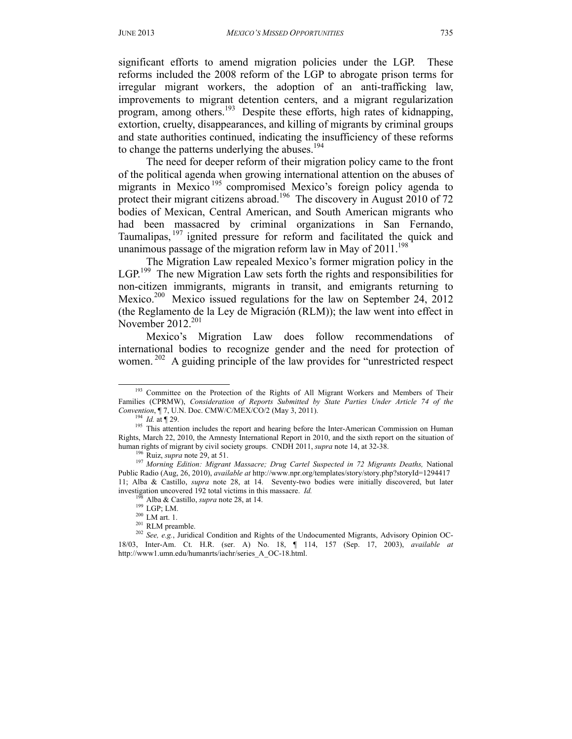significant efforts to amend migration policies under the LGP. These reforms included the 2008 reform of the LGP to abrogate prison terms for irregular migrant workers, the adoption of an anti-trafficking law, improvements to migrant detention centers, and a migrant regularization program, among others.[193] Despite these efforts, high rates of kidnapping, extortion, cruelty, disappearances, and killing of migrants by criminal groups and state authorities continued, indicating the insufficiency of these reforms to change the patterns underlying the abuses.[194]

The need for deeper reform of their migration policy came to the front of the political agenda when growing international attention on the abuses of migrants in Mexico[195] compromised Mexico's foreign policy agenda to protect their migrant citizens abroad.[196] The discovery in August 2010 of 72 bodies of Mexican, Central American, and South American migrants who had been massacred by criminal organizations in San Fernando, Taumalipas,[197] ignited pressure for reform and facilitated the quick and unanimous passage of the migration reform law in May of 2011.[198]

The Migration Law repealed Mexico's former migration policy in the LGP.[199] The new Migration Law sets forth the rights and responsibilities for non-citizen immigrants, migrants in transit, and emigrants returning to Mexico.[200] Mexico issued regulations for the law on September 24, 2012 (the Reglamento de la Ley de Migración (RLM)); the law went into effect in November 2012.[201]

Mexico's Migration Law does follow recommendations of international bodies to recognize gender and the need for protection of women.[202] A guiding principle of the law provides for "unrestricted respect

---

[193] Committee on the Protection of the Rights of All Migrant Workers and Members of Their Families (CPRMW), *Consideration of Reports Submitted by State Parties Under Article 74 of the Convention*, ¶ 7, U.N. Doc. CMW/C/MEX/CO/2 (May 3, 2011).

[194] *Id.* at ¶ 29.

[195] This attention includes the report and hearing before the Inter-American Commission on Human Rights, March 22, 2010, the Amnesty International Report in 2010, and the sixth report on the situation of human rights of migrant by civil society groups. CNDH 2011, *supra* note 14, at 32-38.

[196] Ruiz, *supra* note 29, at 51.

[197] *Morning Edition: Migrant Massacre; Drug Cartel Suspected in 72 Migrants Deaths,* National Public Radio (Aug, 26, 2010), *available at* http://www.npr.org/templates/story/story.php?storyId=1294417 11; Alba & Castillo, *supra* note 28, at 14. Seventy-two bodies were initially discovered, but later investigation uncovered 192 total victims in this massacre. *Id.*

[198] Alba & Castillo, *supra* note 28, at 14.

[199] LGP; LM.

[200] LM art. 1.

[201] RLM preamble.

[202] *See, e.g.*, Juridical Condition and Rights of the Undocumented Migrants, Advisory Opinion OC-18/03, Inter-Am. Ct. H.R. (ser. A) No. 18, ¶ 114, 157 (Sep. 17, 2003), *available at* http://www1.umn.edu/humanrts/iachr/series_A_OC-18.html.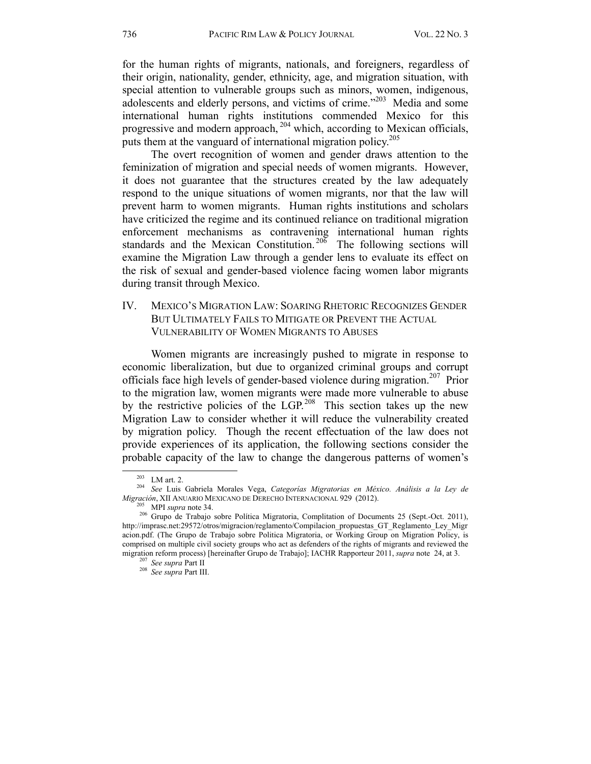for the human rights of migrants, nationals, and foreigners, regardless of their origin, nationality, gender, ethnicity, age, and migration situation, with special attention to vulnerable groups such as minors, women, indigenous, adolescents and elderly persons, and victims of crime."[203] Media and some international human rights institutions commended Mexico for this progressive and modern approach,[204] which, according to Mexican officials, puts them at the vanguard of international migration policy.[205]

The overt recognition of women and gender draws attention to the feminization of migration and special needs of women migrants. However, it does not guarantee that the structures created by the law adequately respond to the unique situations of women migrants, nor that the law will prevent harm to women migrants. Human rights institutions and scholars have criticized the regime and its continued reliance on traditional migration enforcement mechanisms as contravening international human rights standards and the Mexican Constitution.[206] The following sections will examine the Migration Law through a gender lens to evaluate its effect on the risk of sexual and gender-based violence facing women labor migrants during transit through Mexico.

## IV. MEXICO'S MIGRATION LAW: SOARING RHETORIC RECOGNIZES GENDER BUT ULTIMATELY FAILS TO MITIGATE OR PREVENT THE ACTUAL VULNERABILITY OF WOMEN MIGRANTS TO ABUSES

Women migrants are increasingly pushed to migrate in response to economic liberalization, but due to organized criminal groups and corrupt officials face high levels of gender-based violence during migration.[207] Prior to the migration law, women migrants were made more vulnerable to abuse by the restrictive policies of the LGP.[208] This section takes up the new Migration Law to consider whether it will reduce the vulnerability created by migration policy. Though the recent effectuation of the law does not provide experiences of its application, the following sections consider the probable capacity of the law to change the dangerous patterns of women's

---

[203] LM art. 2.

[204] *See* Luis Gabriela Morales Vega, *Categorías Migratorias en México. Análisis a la Ley de Migración*, XII ANUARIO MEXICANO DE DERECHO INTERNACIONAL 929 (2012).

[205] MPI *supra* note 34.

[206] Grupo de Trabajo sobre Política Migratoria, Complitation of Documents 25 (Sept.-Oct. 2011), http://imprasc.net:29572/otros/migracion/reglamento/Compilacion_propuestas_GT_Reglamento_Ley_Migracion.pdf. (The Grupo de Trabajo sobre Politica Migratoria, or Working Group on Migration Policy, is comprised on multiple civil society groups who act as defenders of the rights of migrants and reviewed the migration reform process) [hereinafter Grupo de Trabajo]; IACHR Rapporteur 2011, *supra* note 24, at 3.

[207] *See supra* Part II

[208] *See supra* Part III.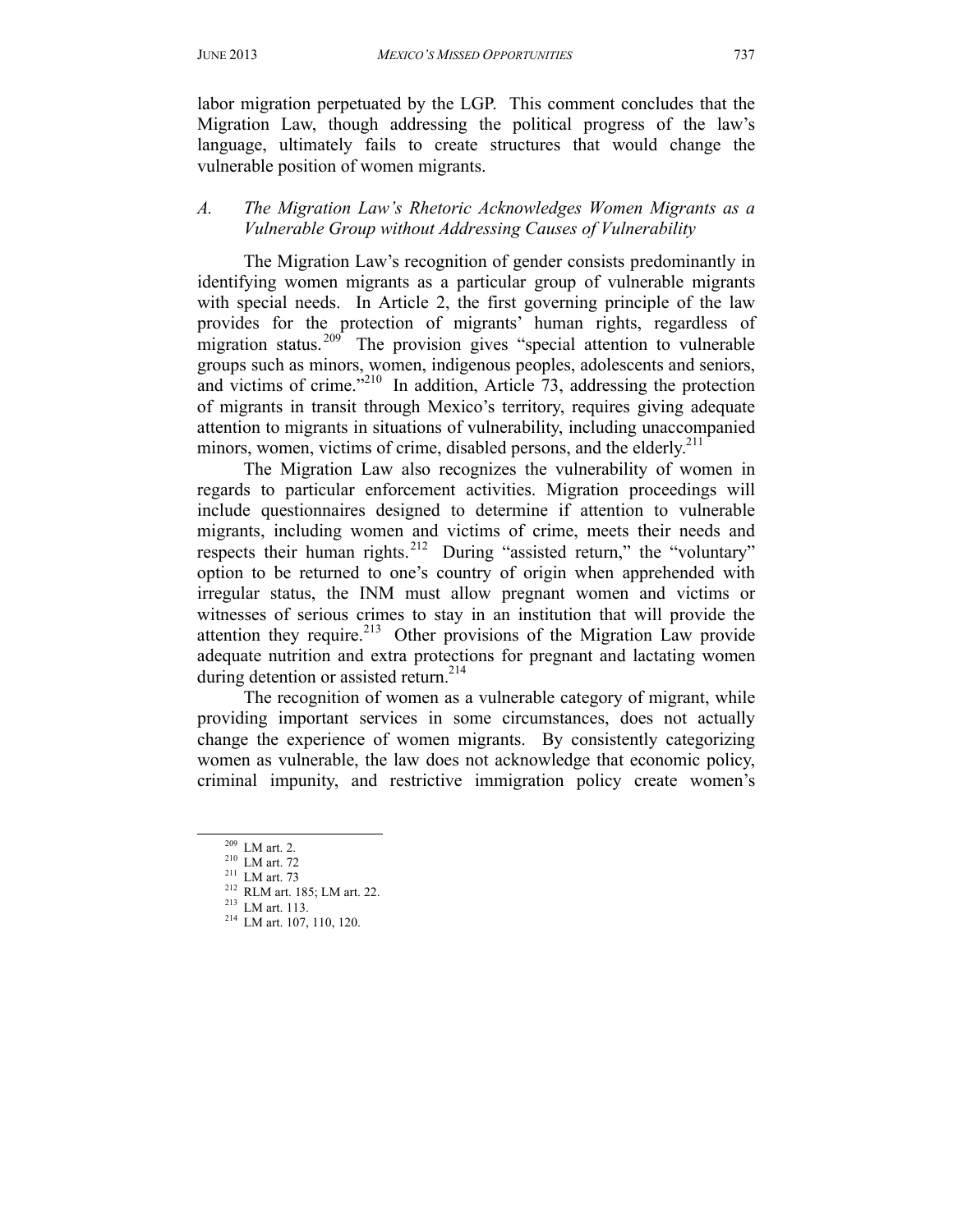labor migration perpetuated by the LGP. This comment concludes that the Migration Law, though addressing the political progress of the law's language, ultimately fails to create structures that would change the vulnerable position of women migrants.

### *A. The Migration Law's Rhetoric Acknowledges Women Migrants as a Vulnerable Group without Addressing Causes of Vulnerability*

The Migration Law's recognition of gender consists predominantly in identifying women migrants as a particular group of vulnerable migrants with special needs. In Article 2, the first governing principle of the law provides for the protection of migrants' human rights, regardless of migration status.[209] The provision gives "special attention to vulnerable groups such as minors, women, indigenous peoples, adolescents and seniors, and victims of crime."[210] In addition, Article 73, addressing the protection of migrants in transit through Mexico's territory, requires giving adequate attention to migrants in situations of vulnerability, including unaccompanied minors, women, victims of crime, disabled persons, and the elderly.[211]

The Migration Law also recognizes the vulnerability of women in regards to particular enforcement activities. Migration proceedings will include questionnaires designed to determine if attention to vulnerable migrants, including women and victims of crime, meets their needs and respects their human rights.[212] During "assisted return," the "voluntary" option to be returned to one's country of origin when apprehended with irregular status, the INM must allow pregnant women and victims or witnesses of serious crimes to stay in an institution that will provide the attention they require.[213] Other provisions of the Migration Law provide adequate nutrition and extra protections for pregnant and lactating women during detention or assisted return.[214]

The recognition of women as a vulnerable category of migrant, while providing important services in some circumstances, does not actually change the experience of women migrants. By consistently categorizing women as vulnerable, the law does not acknowledge that economic policy, criminal impunity, and restrictive immigration policy create women's

---

[209] LM art. 2.

[210] LM art. 72

[211] LM art. 73

[212] RLM art. 185; LM art. 22.

[213] LM art. 113.

[214] LM art. 107, 110, 120.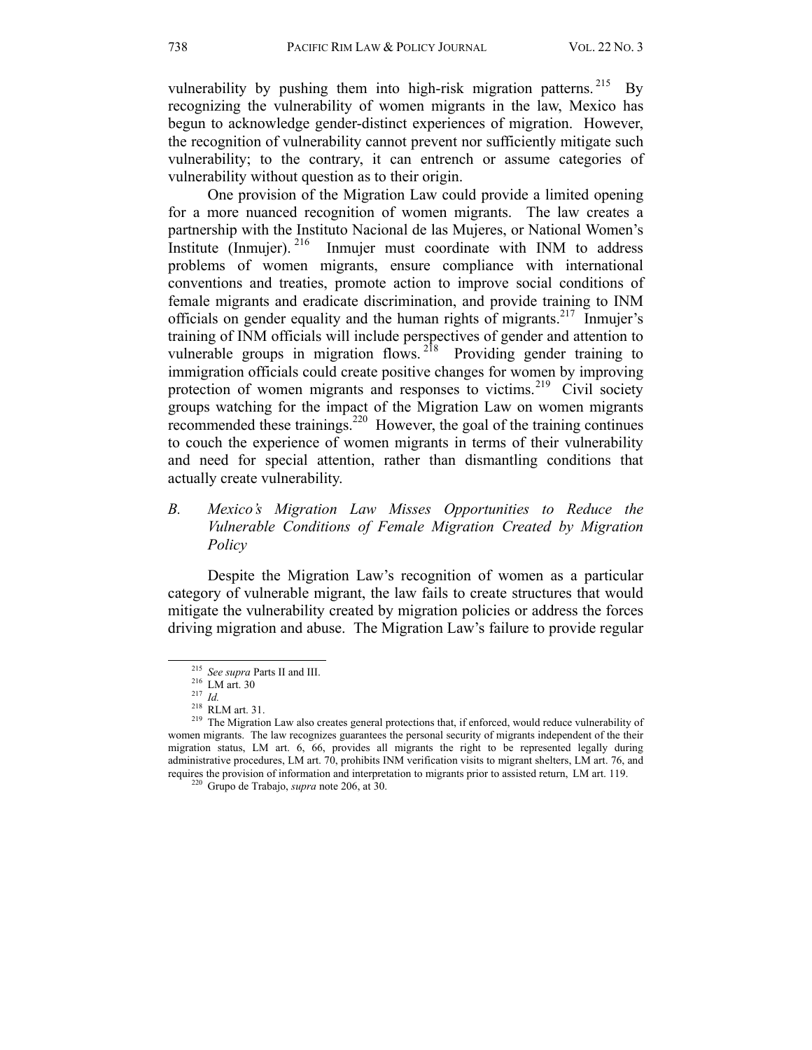vulnerability by pushing them into high-risk migration patterns.[215] By recognizing the vulnerability of women migrants in the law, Mexico has begun to acknowledge gender-distinct experiences of migration. However, the recognition of vulnerability cannot prevent nor sufficiently mitigate such vulnerability; to the contrary, it can entrench or assume categories of vulnerability without question as to their origin.

One provision of the Migration Law could provide a limited opening for a more nuanced recognition of women migrants. The law creates a partnership with the Instituto Nacional de las Mujeres, or National Women's Institute (Inmujer).[216] Inmujer must coordinate with INM to address problems of women migrants, ensure compliance with international conventions and treaties, promote action to improve social conditions of female migrants and eradicate discrimination, and provide training to INM officials on gender equality and the human rights of migrants.[217] Inmujer's training of INM officials will include perspectives of gender and attention to vulnerable groups in migration flows.[218] Providing gender training to immigration officials could create positive changes for women by improving protection of women migrants and responses to victims.[219] Civil society groups watching for the impact of the Migration Law on women migrants recommended these trainings.[220] However, the goal of the training continues to couch the experience of women migrants in terms of their vulnerability and need for special attention, rather than dismantling conditions that actually create vulnerability.

### *B. Mexico's Migration Law Misses Opportunities to Reduce the Vulnerable Conditions of Female Migration Created by Migration Policy*

Despite the Migration Law's recognition of women as a particular category of vulnerable migrant, the law fails to create structures that would mitigate the vulnerability created by migration policies or address the forces driving migration and abuse. The Migration Law's failure to provide regular

---

[215] *See supra* Parts II and III.

[216] LM art. 30

[217] *Id.*

[218] RLM art. 31.

[219] The Migration Law also creates general protections that, if enforced, would reduce vulnerability of women migrants. The law recognizes guarantees the personal security of migrants independent of the their migration status, LM art. 6, 66, provides all migrants the right to be represented legally during administrative procedures, LM art. 70, prohibits INM verification visits to migrant shelters, LM art. 76, and requires the provision of information and interpretation to migrants prior to assisted return, LM art. 119.

[220] Grupo de Trabajo, *supra* note 206, at 30.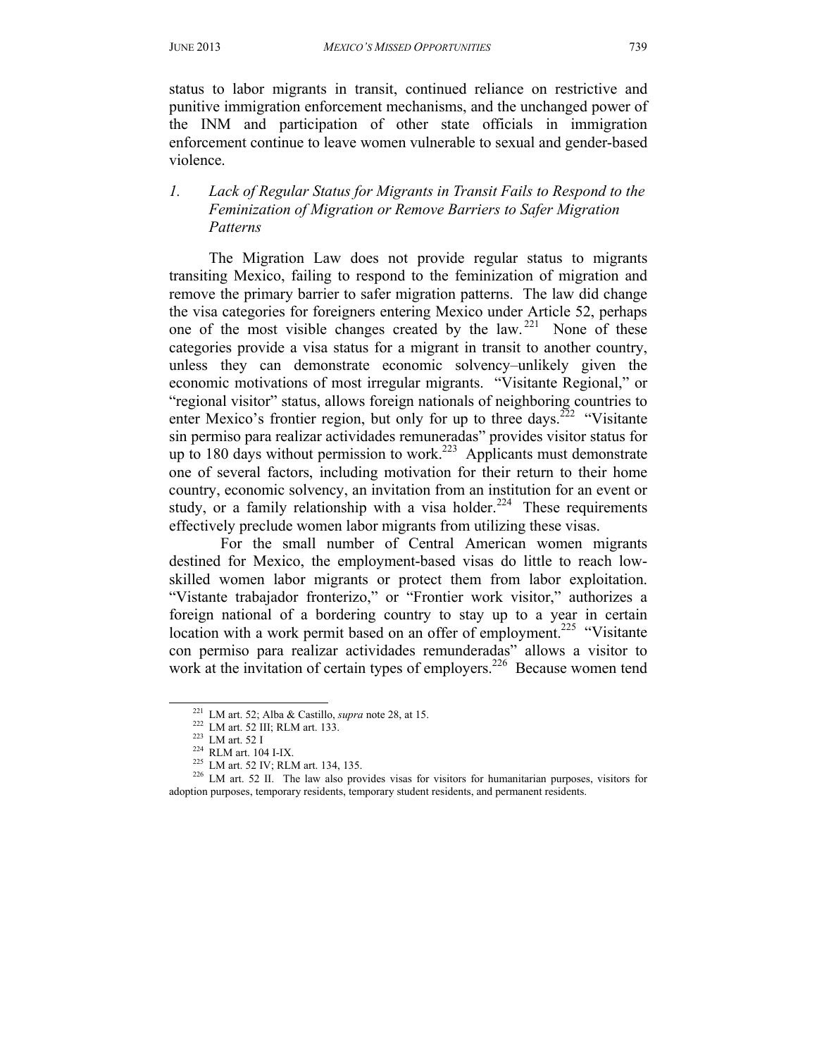status to labor migrants in transit, continued reliance on restrictive and punitive immigration enforcement mechanisms, and the unchanged power of the INM and participation of other state officials in immigration enforcement continue to leave women vulnerable to sexual and gender-based violence.

### *1. Lack of Regular Status for Migrants in Transit Fails to Respond to the Feminization of Migration or Remove Barriers to Safer Migration Patterns*

The Migration Law does not provide regular status to migrants transiting Mexico, failing to respond to the feminization of migration and remove the primary barrier to safer migration patterns. The law did change the visa categories for foreigners entering Mexico under Article 52, perhaps one of the most visible changes created by the law.[221] None of these categories provide a visa status for a migrant in transit to another country, unless they can demonstrate economic solvency–unlikely given the economic motivations of most irregular migrants. "Visitante Regional," or "regional visitor" status, allows foreign nationals of neighboring countries to enter Mexico's frontier region, but only for up to three days.[222] "Visitante sin permiso para realizar actividades remuneradas" provides visitor status for up to 180 days without permission to work.[223] Applicants must demonstrate one of several factors, including motivation for their return to their home country, economic solvency, an invitation from an institution for an event or study, or a family relationship with a visa holder.[224] These requirements effectively preclude women labor migrants from utilizing these visas.

For the small number of Central American women migrants destined for Mexico, the employment-based visas do little to reach low-skilled women labor migrants or protect them from labor exploitation. "Vistante trabajador fronterizo," or "Frontier work visitor," authorizes a foreign national of a bordering country to stay up to a year in certain location with a work permit based on an offer of employment.[225] "Visitante con permiso para realizar actividades remunderadas" allows a visitor to work at the invitation of certain types of employers.[226] Because women tend

---

[221] LM art. 52; Alba & Castillo, *supra* note 28, at 15.

[222] LM art. 52 III; RLM art. 133.

[223] LM art. 52 I

[224] RLM art. 104 I-IX.

[225] LM art. 52 IV; RLM art. 134, 135.

[226] LM art. 52 II. The law also provides visas for visitors for humanitarian purposes, visitors for adoption purposes, temporary residents, temporary student residents, and permanent residents.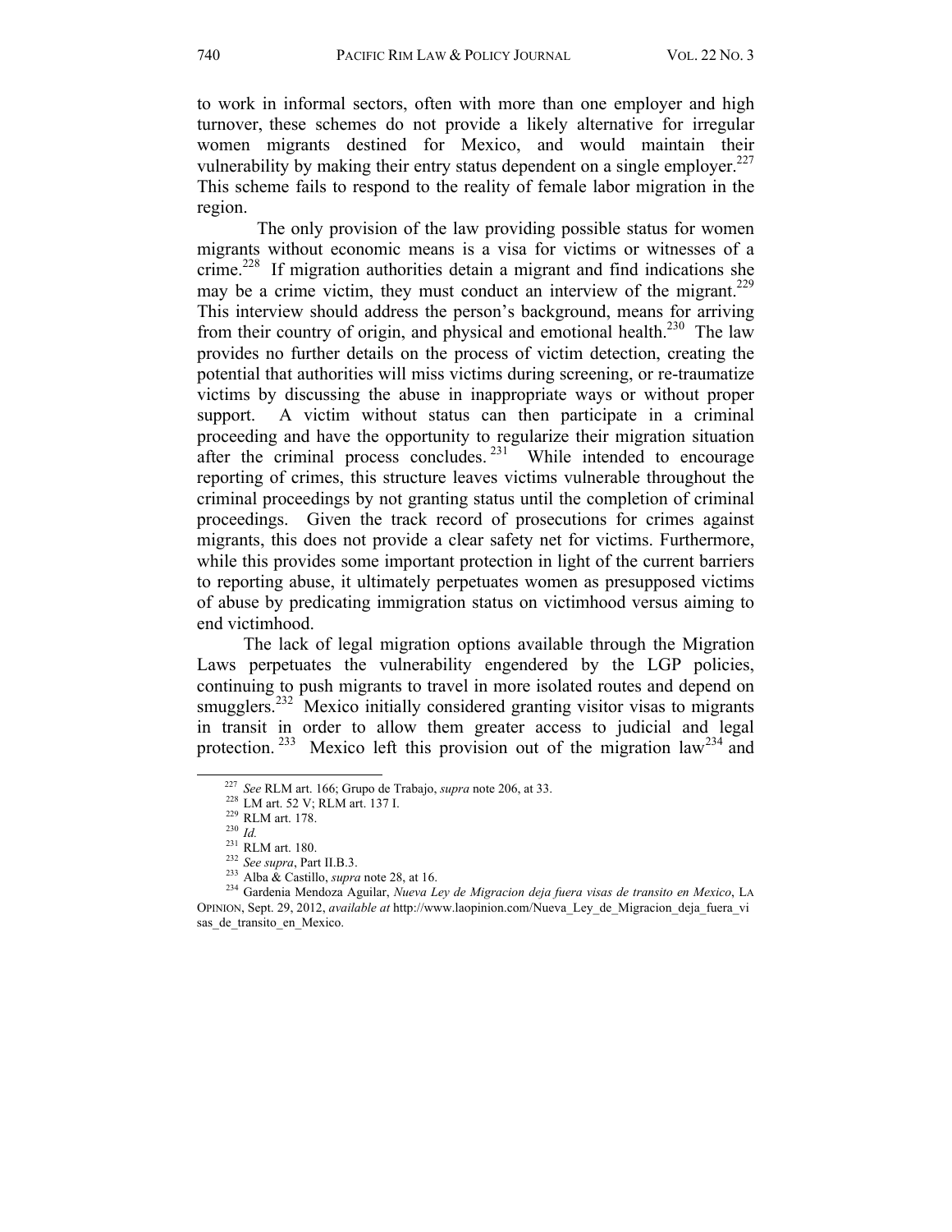to work in informal sectors, often with more than one employer and high turnover, these schemes do not provide a likely alternative for irregular women migrants destined for Mexico, and would maintain their vulnerability by making their entry status dependent on a single employer.[227] This scheme fails to respond to the reality of female labor migration in the region.

The only provision of the law providing possible status for women migrants without economic means is a visa for victims or witnesses of a crime.[228] If migration authorities detain a migrant and find indications she may be a crime victim, they must conduct an interview of the migrant.[229] This interview should address the person's background, means for arriving from their country of origin, and physical and emotional health.[230] The law provides no further details on the process of victim detection, creating the potential that authorities will miss victims during screening, or re-traumatize victims by discussing the abuse in inappropriate ways or without proper support. A victim without status can then participate in a criminal proceeding and have the opportunity to regularize their migration situation after the criminal process concludes.[231] While intended to encourage reporting of crimes, this structure leaves victims vulnerable throughout the criminal proceedings by not granting status until the completion of criminal proceedings. Given the track record of prosecutions for crimes against migrants, this does not provide a clear safety net for victims. Furthermore, while this provides some important protection in light of the current barriers to reporting abuse, it ultimately perpetuates women as presupposed victims of abuse by predicating immigration status on victimhood versus aiming to end victimhood.

The lack of legal migration options available through the Migration Laws perpetuates the vulnerability engendered by the LGP policies, continuing to push migrants to travel in more isolated routes and depend on smugglers.[232] Mexico initially considered granting visitor visas to migrants in transit in order to allow them greater access to judicial and legal protection.[233] Mexico left this provision out of the migration law[234] and

---

[227] *See* RLM art. 166; Grupo de Trabajo, *supra* note 206, at 33.

[228] LM art. 52 V; RLM art. 137 I.

[229] RLM art. 178.

[230] *Id.*

[231] RLM art. 180.

[232] *See supra*, Part II.B.3.

[233] Alba & Castillo, *supra* note 28, at 16.

[234] Gardenia Mendoza Aguilar, *Nueva Ley de Migracion deja fuera visas de transito en Mexico*, LA OPINION, Sept. 29, 2012, *available at* http://www.laopinion.com/Nueva_Ley_de_Migracion_deja_fuera_visas_de_transito_en_Mexico.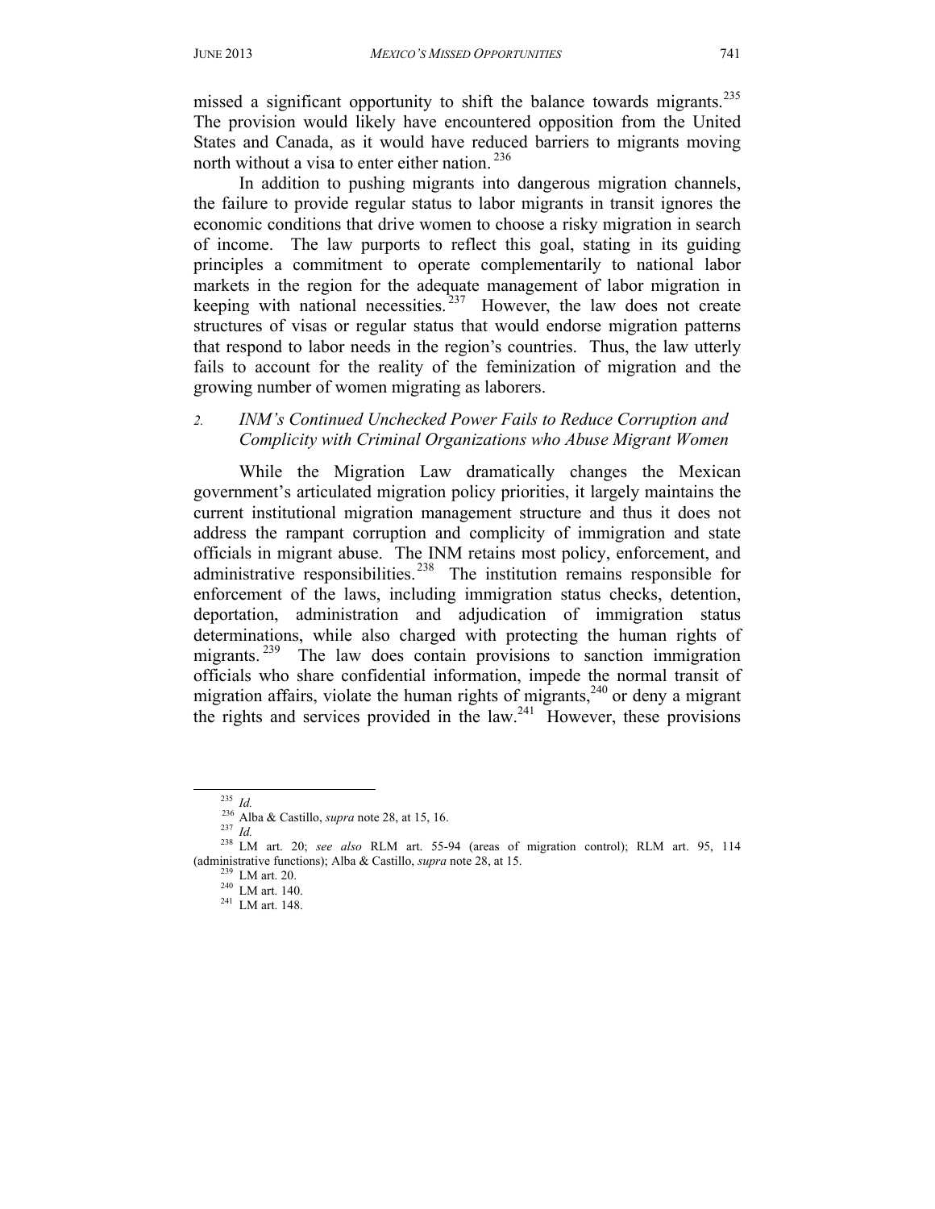missed a significant opportunity to shift the balance towards migrants.[235] The provision would likely have encountered opposition from the United States and Canada, as it would have reduced barriers to migrants moving north without a visa to enter either nation.[236]

In addition to pushing migrants into dangerous migration channels, the failure to provide regular status to labor migrants in transit ignores the economic conditions that drive women to choose a risky migration in search of income. The law purports to reflect this goal, stating in its guiding principles a commitment to operate complementarily to national labor markets in the region for the adequate management of labor migration in keeping with national necessities.[237] However, the law does not create structures of visas or regular status that would endorse migration patterns that respond to labor needs in the region's countries. Thus, the law utterly fails to account for the reality of the feminization of migration and the growing number of women migrating as laborers.

### 2. *INM's Continued Unchecked Power Fails to Reduce Corruption and Complicity with Criminal Organizations who Abuse Migrant Women*

While the Migration Law dramatically changes the Mexican government's articulated migration policy priorities, it largely maintains the current institutional migration management structure and thus it does not address the rampant corruption and complicity of immigration and state officials in migrant abuse. The INM retains most policy, enforcement, and administrative responsibilities.[238] The institution remains responsible for enforcement of the laws, including immigration status checks, detention, deportation, administration and adjudication of immigration status determinations, while also charged with protecting the human rights of migrants.[239] The law does contain provisions to sanction immigration officials who share confidential information, impede the normal transit of migration affairs, violate the human rights of migrants,[240] or deny a migrant the rights and services provided in the law.[241] However, these provisions

---

[235] *Id.*

[236] Alba & Castillo, *supra* note 28, at 15, 16.

[237] *Id.*

[238] LM art. 20; *see also* RLM art. 55-94 (areas of migration control); RLM art. 95, 114 (administrative functions); Alba & Castillo, *supra* note 28, at 15.

[239] LM art. 20.

[240] LM art. 140.

[241] LM art. 148.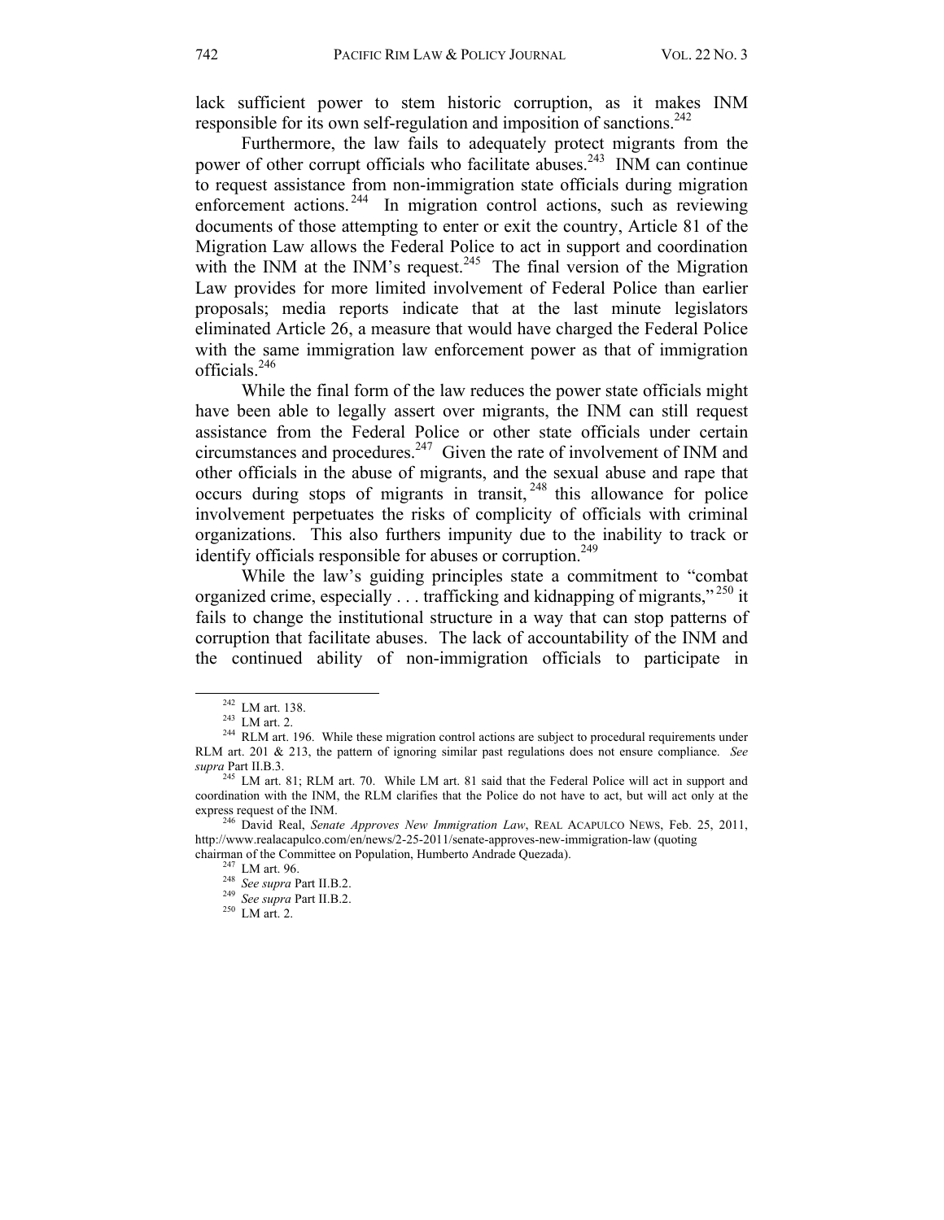lack sufficient power to stem historic corruption, as it makes INM responsible for its own self-regulation and imposition of sanctions.[242]

Furthermore, the law fails to adequately protect migrants from the power of other corrupt officials who facilitate abuses.[243] INM can continue to request assistance from non-immigration state officials during migration enforcement actions.[244] In migration control actions, such as reviewing documents of those attempting to enter or exit the country, Article 81 of the Migration Law allows the Federal Police to act in support and coordination with the INM at the INM's request.[245] The final version of the Migration Law provides for more limited involvement of Federal Police than earlier proposals; media reports indicate that at the last minute legislators eliminated Article 26, a measure that would have charged the Federal Police with the same immigration law enforcement power as that of immigration officials.[246]

While the final form of the law reduces the power state officials might have been able to legally assert over migrants, the INM can still request assistance from the Federal Police or other state officials under certain circumstances and procedures.[247] Given the rate of involvement of INM and other officials in the abuse of migrants, and the sexual abuse and rape that occurs during stops of migrants in transit,[248] this allowance for police involvement perpetuates the risks of complicity of officials with criminal organizations. This also furthers impunity due to the inability to track or identify officials responsible for abuses or corruption.[249]

While the law's guiding principles state a commitment to "combat organized crime, especially . . . trafficking and kidnapping of migrants,"[250] it fails to change the institutional structure in a way that can stop patterns of corruption that facilitate abuses. The lack of accountability of the INM and the continued ability of non-immigration officials to participate in

---

[242] LM art. 138.

[243] LM art. 2.

[244] RLM art. 196. While these migration control actions are subject to procedural requirements under RLM art. 201 & 213, the pattern of ignoring similar past regulations does not ensure compliance. *See supra* Part II.B.3.

[245] LM art. 81; RLM art. 70. While LM art. 81 said that the Federal Police will act in support and coordination with the INM, the RLM clarifies that the Police do not have to act, but will act only at the express request of the INM.

[246] David Real, *Senate Approves New Immigration Law*, REAL ACAPULCO NEWS, Feb. 25, 2011, http://www.realacapulco.com/en/news/2-25-2011/senate-approves-new-immigration-law (quoting chairman of the Committee on Population, Humberto Andrade Quezada).

[247] LM art. 96.

[248] *See supra* Part II.B.2.

[249] *See supra* Part II.B.2.

[250] LM art. 2.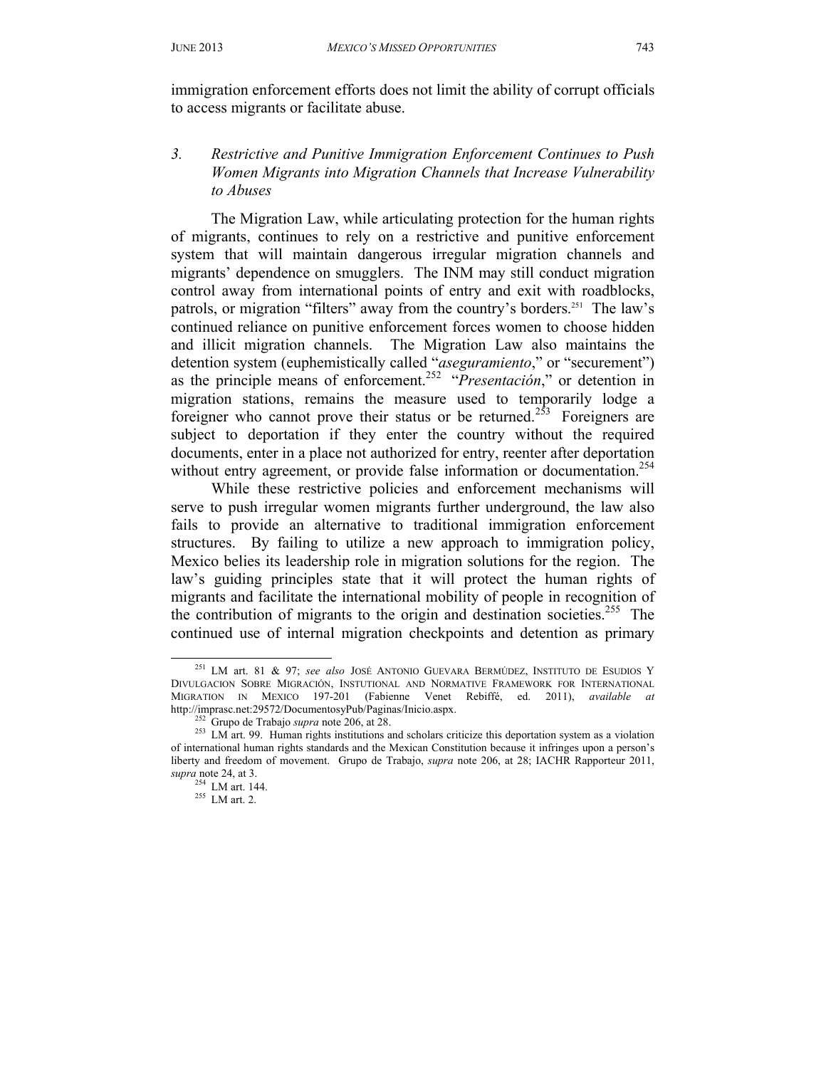immigration enforcement efforts does not limit the ability of corrupt officials to access migrants or facilitate abuse.

### *3. Restrictive and Punitive Immigration Enforcement Continues to Push Women Migrants into Migration Channels that Increase Vulnerability to Abuses*

The Migration Law, while articulating protection for the human rights of migrants, continues to rely on a restrictive and punitive enforcement system that will maintain dangerous irregular migration channels and migrants' dependence on smugglers. The INM may still conduct migration control away from international points of entry and exit with roadblocks, patrols, or migration "filters" away from the country's borders.[251] The law's continued reliance on punitive enforcement forces women to choose hidden and illicit migration channels. The Migration Law also maintains the detention system (euphemistically called "*aseguramiento*," or "securement") as the principle means of enforcement.[252] "*Presentación*," or detention in migration stations, remains the measure used to temporarily lodge a foreigner who cannot prove their status or be returned.[253] Foreigners are subject to deportation if they enter the country without the required documents, enter in a place not authorized for entry, reenter after deportation without entry agreement, or provide false information or documentation.[254]

While these restrictive policies and enforcement mechanisms will serve to push irregular women migrants further underground, the law also fails to provide an alternative to traditional immigration enforcement structures. By failing to utilize a new approach to immigration policy, Mexico belies its leadership role in migration solutions for the region. The law's guiding principles state that it will protect the human rights of migrants and facilitate the international mobility of people in recognition of the contribution of migrants to the origin and destination societies.[255] The continued use of internal migration checkpoints and detention as primary

---

[251] LM art. 81 & 97; *see also* José Antonio Guevara Bermúdez, Instituto de Esudios y Divulgacion Sobre Migración, Instutional and Normative Framework for International Migration in Mexico 197-201 (Fabienne Venet Rebiffé, ed. 2011), *available at* http://imprasc.net:29572/DocumentosyPub/Paginas/Inicio.aspx.

[252] Grupo de Trabajo *supra* note 206, at 28.

[253] LM art. 99. Human rights institutions and scholars criticize this deportation system as a violation of international human rights standards and the Mexican Constitution because it infringes upon a person's liberty and freedom of movement. Grupo de Trabajo, *supra* note 206, at 28; IACHR Rapporteur 2011, *supra* note 24, at 3.

[254] LM art. 144.

[255] LM art. 2.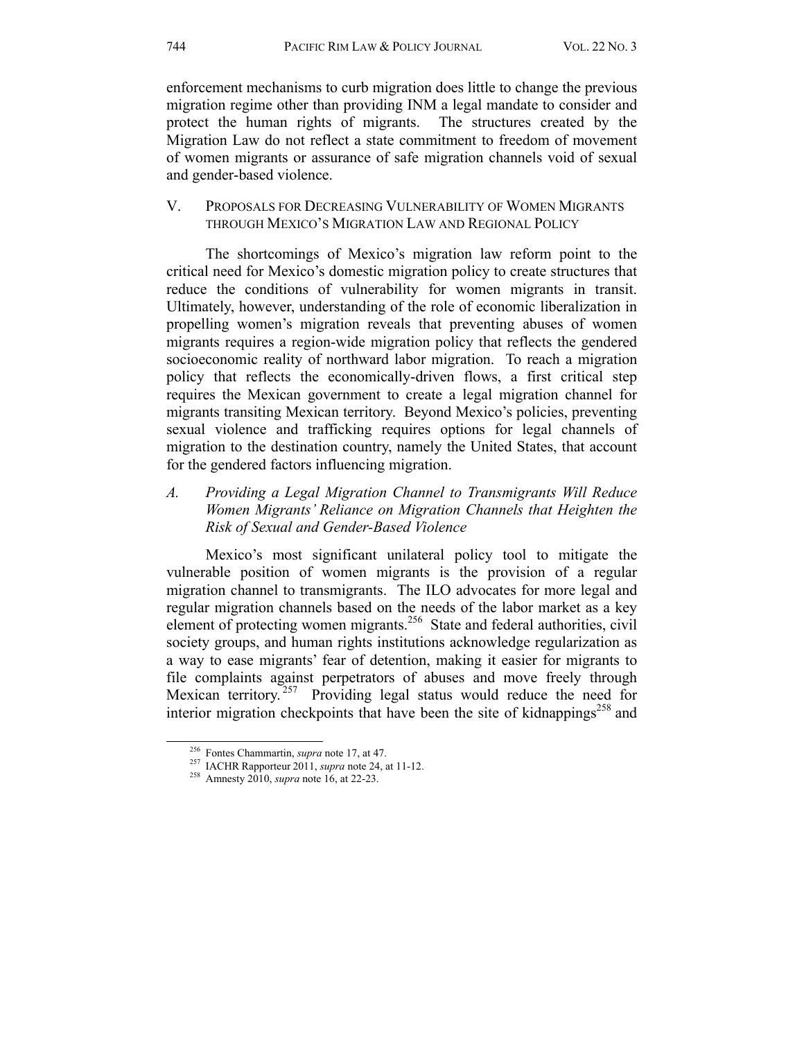enforcement mechanisms to curb migration does little to change the previous migration regime other than providing INM a legal mandate to consider and protect the human rights of migrants. The structures created by the Migration Law do not reflect a state commitment to freedom of movement of women migrants or assurance of safe migration channels void of sexual and gender-based violence.

## V. Proposals for Decreasing Vulnerability of Women Migrants through Mexico's Migration Law and Regional Policy

The shortcomings of Mexico's migration law reform point to the critical need for Mexico's domestic migration policy to create structures that reduce the conditions of vulnerability for women migrants in transit. Ultimately, however, understanding of the role of economic liberalization in propelling women's migration reveals that preventing abuses of women migrants requires a region-wide migration policy that reflects the gendered socioeconomic reality of northward labor migration. To reach a migration policy that reflects the economically-driven flows, a first critical step requires the Mexican government to create a legal migration channel for migrants transiting Mexican territory. Beyond Mexico's policies, preventing sexual violence and trafficking requires options for legal channels of migration to the destination country, namely the United States, that account for the gendered factors influencing migration.

### *A. Providing a Legal Migration Channel to Transmigrants Will Reduce Women Migrants' Reliance on Migration Channels that Heighten the Risk of Sexual and Gender-Based Violence*

Mexico's most significant unilateral policy tool to mitigate the vulnerable position of women migrants is the provision of a regular migration channel to transmigrants. The ILO advocates for more legal and regular migration channels based on the needs of the labor market as a key element of protecting women migrants.[256] State and federal authorities, civil society groups, and human rights institutions acknowledge regularization as a way to ease migrants' fear of detention, making it easier for migrants to file complaints against perpetrators of abuses and move freely through Mexican territory.[257] Providing legal status would reduce the need for interior migration checkpoints that have been the site of kidnappings[258] and

---

[256] Fontes Chammartin, *supra* note 17, at 47.

[257] IACHR Rapporteur 2011, *supra* note 24, at 11-12.

[258] Amnesty 2010, *supra* note 16, at 22-23.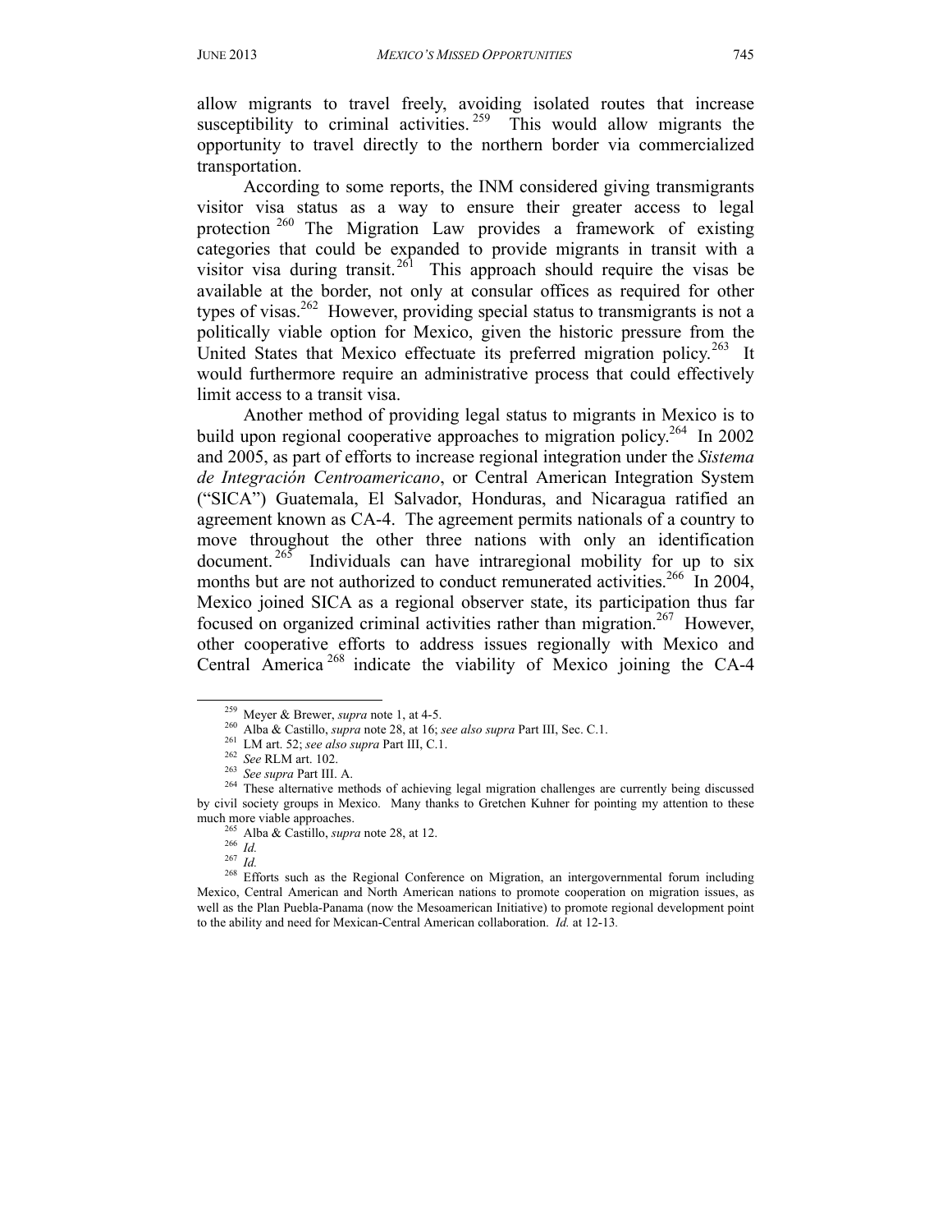allow migrants to travel freely, avoiding isolated routes that increase susceptibility to criminal activities.[259] This would allow migrants the opportunity to travel directly to the northern border via commercialized transportation.

According to some reports, the INM considered giving transmigrants visitor visa status as a way to ensure their greater access to legal protection[260] The Migration Law provides a framework of existing categories that could be expanded to provide migrants in transit with a visitor visa during transit.[261] This approach should require the visas be available at the border, not only at consular offices as required for other types of visas.[262] However, providing special status to transmigrants is not a politically viable option for Mexico, given the historic pressure from the United States that Mexico effectuate its preferred migration policy.[263] It would furthermore require an administrative process that could effectively limit access to a transit visa.

Another method of providing legal status to migrants in Mexico is to build upon regional cooperative approaches to migration policy.[264] In 2002 and 2005, as part of efforts to increase regional integration under the *Sistema de Integración Centroamericano*, or Central American Integration System ("SICA") Guatemala, El Salvador, Honduras, and Nicaragua ratified an agreement known as CA-4. The agreement permits nationals of a country to move throughout the other three nations with only an identification document.[265] Individuals can have intraregional mobility for up to six months but are not authorized to conduct remunerated activities.[266] In 2004, Mexico joined SICA as a regional observer state, its participation thus far focused on organized criminal activities rather than migration.[267] However, other cooperative efforts to address issues regionally with Mexico and Central America[268] indicate the viability of Mexico joining the CA-4

---

[259] Meyer & Brewer, *supra* note 1, at 4-5.

[260] Alba & Castillo, *supra* note 28, at 16; *see also supra* Part III, Sec. C.1.

[261] LM art. 52; *see also supra* Part III, C.1.

[262] *See* RLM art. 102.

[263] *See supra* Part III. A.

[264] These alternative methods of achieving legal migration challenges are currently being discussed by civil society groups in Mexico. Many thanks to Gretchen Kuhner for pointing my attention to these much more viable approaches.

[265] Alba & Castillo, *supra* note 28, at 12.

[266] *Id.*

[267] *Id.*

[268] Efforts such as the Regional Conference on Migration, an intergovernmental forum including Mexico, Central American and North American nations to promote cooperation on migration issues, as well as the Plan Puebla-Panama (now the Mesoamerican Initiative) to promote regional development point to the ability and need for Mexican-Central American collaboration. *Id.* at 12-13.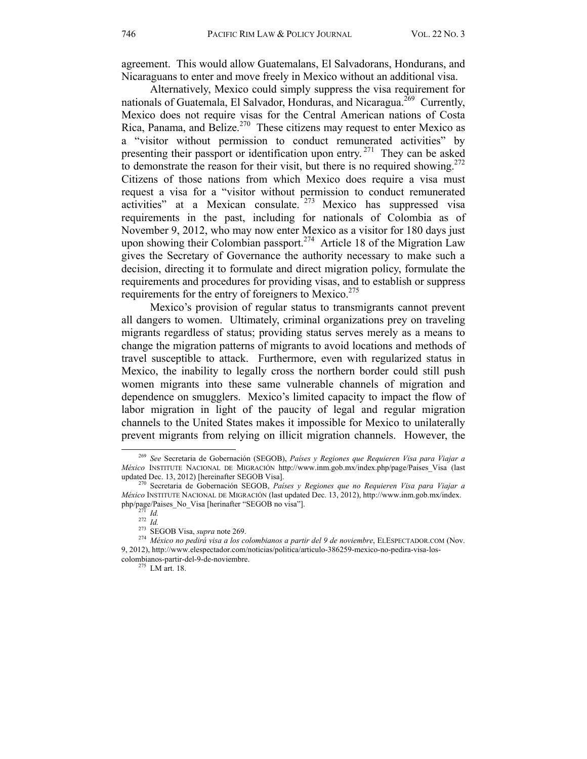agreement. This would allow Guatemalans, El Salvadorans, Hondurans, and Nicaraguans to enter and move freely in Mexico without an additional visa.

Alternatively, Mexico could simply suppress the visa requirement for nationals of Guatemala, El Salvador, Honduras, and Nicaragua.[269] Currently, Mexico does not require visas for the Central American nations of Costa Rica, Panama, and Belize.[270] These citizens may request to enter Mexico as a "visitor without permission to conduct remunerated activities" by presenting their passport or identification upon entry.[271] They can be asked to demonstrate the reason for their visit, but there is no required showing.[272] Citizens of those nations from which Mexico does require a visa must request a visa for a "visitor without permission to conduct remunerated activities" at a Mexican consulate.[273] Mexico has suppressed visa requirements in the past, including for nationals of Colombia as of November 9, 2012, who may now enter Mexico as a visitor for 180 days just upon showing their Colombian passport.[274] Article 18 of the Migration Law gives the Secretary of Governance the authority necessary to make such a decision, directing it to formulate and direct migration policy, formulate the requirements and procedures for providing visas, and to establish or suppress requirements for the entry of foreigners to Mexico.[275]

Mexico's provision of regular status to transmigrants cannot prevent all dangers to women. Ultimately, criminal organizations prey on traveling migrants regardless of status; providing status serves merely as a means to change the migration patterns of migrants to avoid locations and methods of travel susceptible to attack. Furthermore, even with regularized status in Mexico, the inability to legally cross the northern border could still push women migrants into these same vulnerable channels of migration and dependence on smugglers. Mexico's limited capacity to impact the flow of labor migration in light of the paucity of legal and regular migration channels to the United States makes it impossible for Mexico to unilaterally prevent migrants from relying on illicit migration channels. However, the

---

[269] *See* Secretaria de Gobernación (SEGOB), *Países y Regiones que Requieren Visa para Viajar a México* INSTITUTE NACIONAL DE MIGRACIÓN http://www.inm.gob.mx/index.php/page/Paises_Visa (last updated Dec. 13, 2012) [hereinafter SEGOB Visa].

[270] Secretaria de Gobernación SEGOB, *Países y Regiones que no Requieren Visa para Viajar a México* INSTITUTE NACIONAL DE MIGRACIÓN (last updated Dec. 13, 2012), http://www.inm.gob.mx/index.php/page/Paises_No_Visa [herinafter "SEGOB no visa"].

[271] *Id.*

[272] *Id.*

[273] SEGOB Visa, *supra* note 269.

[274] *México no pedirá visa a los colombianos a partir del 9 de noviembre*, ELESPECTADOR.COM (Nov. 9, 2012), http://www.elespectador.com/noticias/politica/articulo-386259-mexico-no-pedira-visa-los-colombianos-partir-del-9-de-noviembre.

[275] LM art. 18.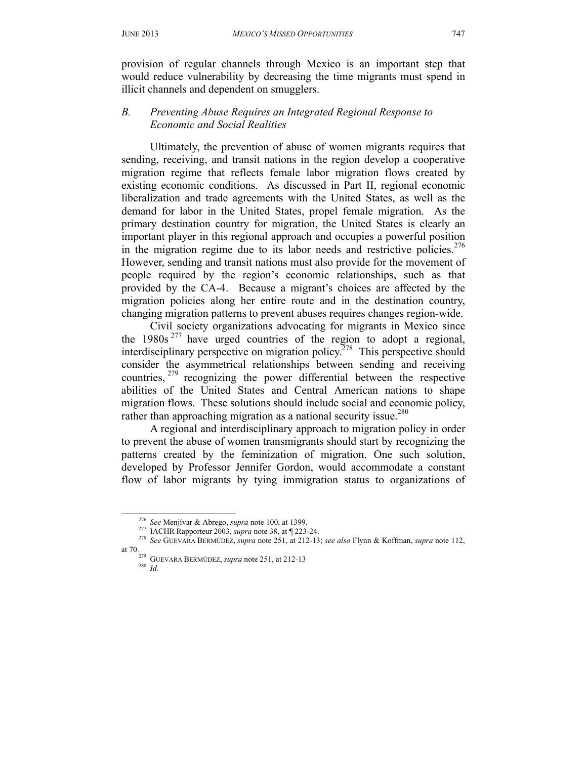provision of regular channels through Mexico is an important step that would reduce vulnerability by decreasing the time migrants must spend in illicit channels and dependent on smugglers.

### *B. Preventing Abuse Requires an Integrated Regional Response to Economic and Social Realities*

Ultimately, the prevention of abuse of women migrants requires that sending, receiving, and transit nations in the region develop a cooperative migration regime that reflects female labor migration flows created by existing economic conditions. As discussed in Part II, regional economic liberalization and trade agreements with the United States, as well as the demand for labor in the United States, propel female migration. As the primary destination country for migration, the United States is clearly an important player in this regional approach and occupies a powerful position in the migration regime due to its labor needs and restrictive policies.[276] However, sending and transit nations must also provide for the movement of people required by the region's economic relationships, such as that provided by the CA-4. Because a migrant's choices are affected by the migration policies along her entire route and in the destination country, changing migration patterns to prevent abuses requires changes region-wide.

Civil society organizations advocating for migrants in Mexico since the 1980s[277] have urged countries of the region to adopt a regional, interdisciplinary perspective on migration policy.[278] This perspective should consider the asymmetrical relationships between sending and receiving countries,[279] recognizing the power differential between the respective abilities of the United States and Central American nations to shape migration flows. These solutions should include social and economic policy, rather than approaching migration as a national security issue.[280]

A regional and interdisciplinary approach to migration policy in order to prevent the abuse of women transmigrants should start by recognizing the patterns created by the feminization of migration. One such solution, developed by Professor Jennifer Gordon, would accommodate a constant flow of labor migrants by tying immigration status to organizations of

---

[276] *See* Menjívar & Abrego, *supra* note 100, at 1399.

[277] IACHR Rapporteur 2003, *supra* note 38, at ¶ 223-24.

[278] *See* GUEVARA BERMÚDEZ, *supra* note 251, at 212-13; *see also* Flynn & Koffman, *supra* note 112, at 70.

[279] GUEVARA BERMÚDEZ, *supra* note 251, at 212-13

[280] *Id.*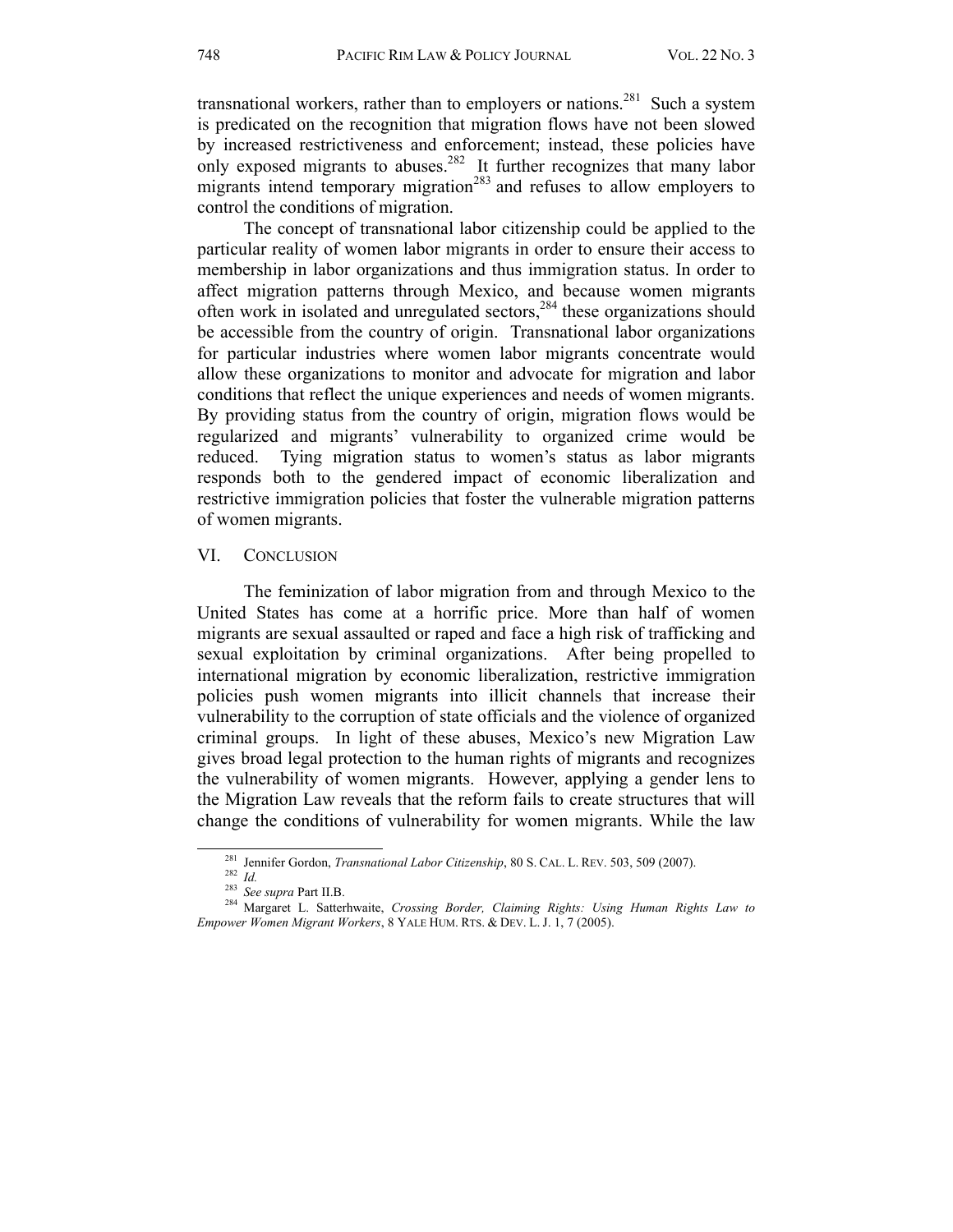transnational workers, rather than to employers or nations.[281] Such a system is predicated on the recognition that migration flows have not been slowed by increased restrictiveness and enforcement; instead, these policies have only exposed migrants to abuses.[282] It further recognizes that many labor migrants intend temporary migration[283] and refuses to allow employers to control the conditions of migration.

The concept of transnational labor citizenship could be applied to the particular reality of women labor migrants in order to ensure their access to membership in labor organizations and thus immigration status. In order to affect migration patterns through Mexico, and because women migrants often work in isolated and unregulated sectors,[284] these organizations should be accessible from the country of origin. Transnational labor organizations for particular industries where women labor migrants concentrate would allow these organizations to monitor and advocate for migration and labor conditions that reflect the unique experiences and needs of women migrants. By providing status from the country of origin, migration flows would be regularized and migrants' vulnerability to organized crime would be reduced. Tying migration status to women's status as labor migrants responds both to the gendered impact of economic liberalization and restrictive immigration policies that foster the vulnerable migration patterns of women migrants.

## VI. Conclusion

The feminization of labor migration from and through Mexico to the United States has come at a horrific price. More than half of women migrants are sexual assaulted or raped and face a high risk of trafficking and sexual exploitation by criminal organizations. After being propelled to international migration by economic liberalization, restrictive immigration policies push women migrants into illicit channels that increase their vulnerability to the corruption of state officials and the violence of organized criminal groups. In light of these abuses, Mexico's new Migration Law gives broad legal protection to the human rights of migrants and recognizes the vulnerability of women migrants. However, applying a gender lens to the Migration Law reveals that the reform fails to create structures that will change the conditions of vulnerability for women migrants. While the law

---

[281] Jennifer Gordon, *Transnational Labor Citizenship*, 80 S. CAL. L. REV. 503, 509 (2007).

[282] *Id.*

[283] *See supra* Part II.B.

[284] Margaret L. Satterhwaite, *Crossing Border, Claiming Rights: Using Human Rights Law to Empower Women Migrant Workers*, 8 YALE HUM. RTS. & DEV. L. J. 1, 7 (2005).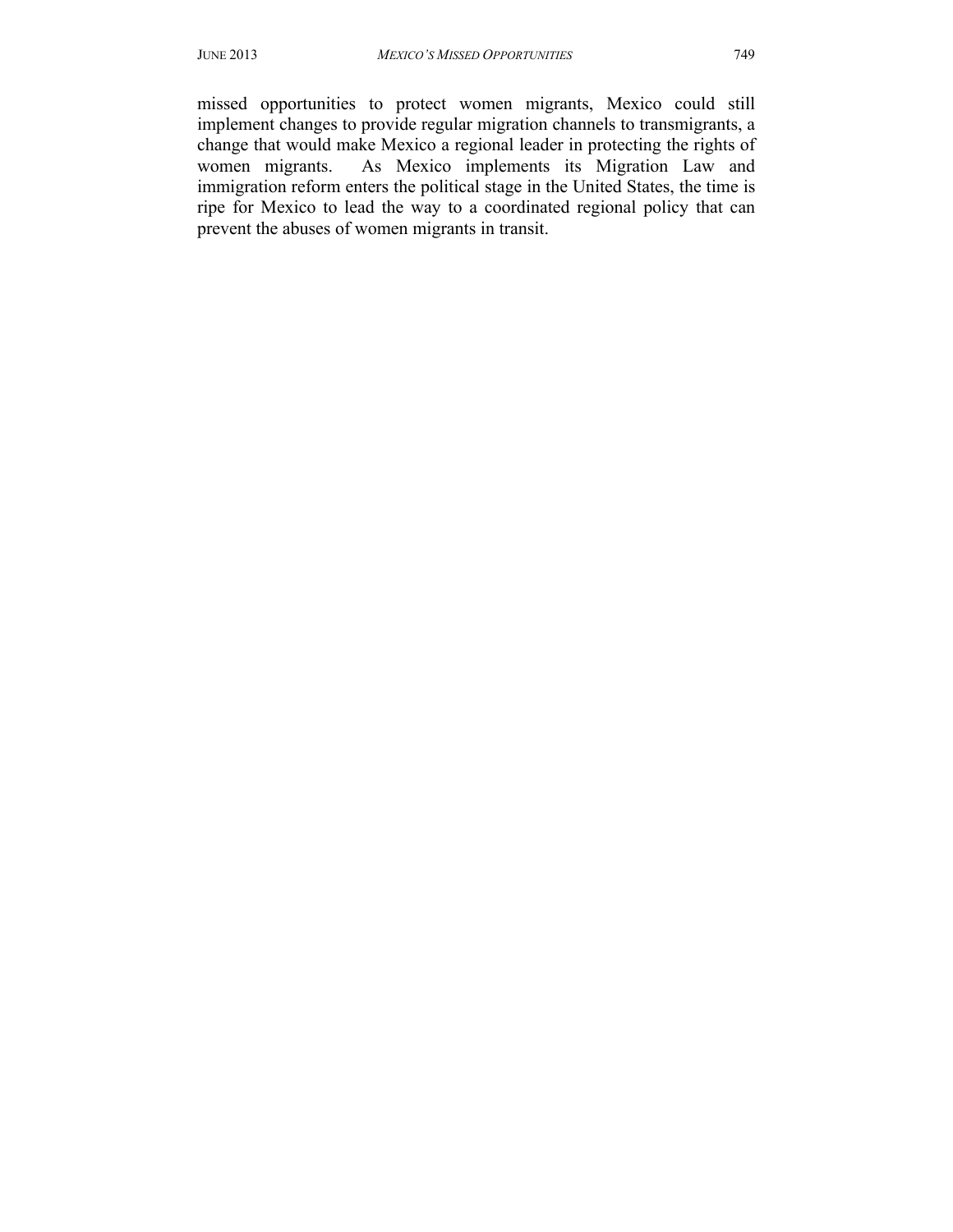missed opportunities to protect women migrants, Mexico could still implement changes to provide regular migration channels to transmigrants, a change that would make Mexico a regional leader in protecting the rights of women migrants. As Mexico implements its Migration Law and immigration reform enters the political stage in the United States, the time is ripe for Mexico to lead the way to a coordinated regional policy that can prevent the abuses of women migrants in transit.